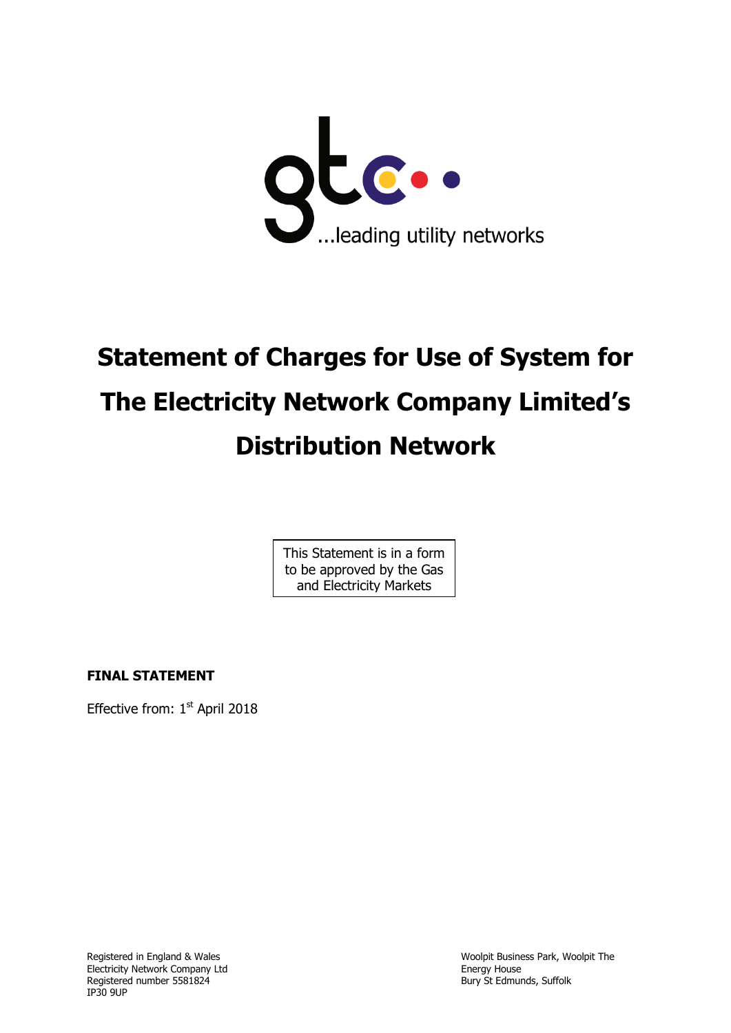gtc

...leading utility networks

# Statement of Charges for Use of System for The Electricity Network Company Limited's Distribution Network

This Statement is in a form to be approved by the Gas and Electricity Markets

**FINAL STATEMENT**

Effective from: 1st April 2018

Registered in England & Wales
Electricity Network Company Ltd
Registered number 5581824
IP30 9UP

Woolpit Business Park, Woolpit The
Energy House
Bury St Edmunds, Suffolk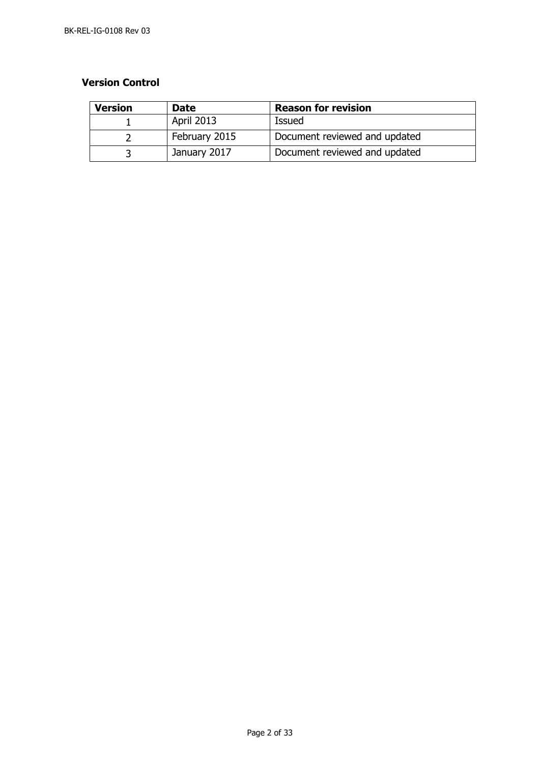**Version Control**

| Version | Date | Reason for revision |
| --- | --- | --- |
| 1 | April 2013 | Issued |
| 2 | February 2015 | Document reviewed and updated |
| 3 | January 2017 | Document reviewed and updated |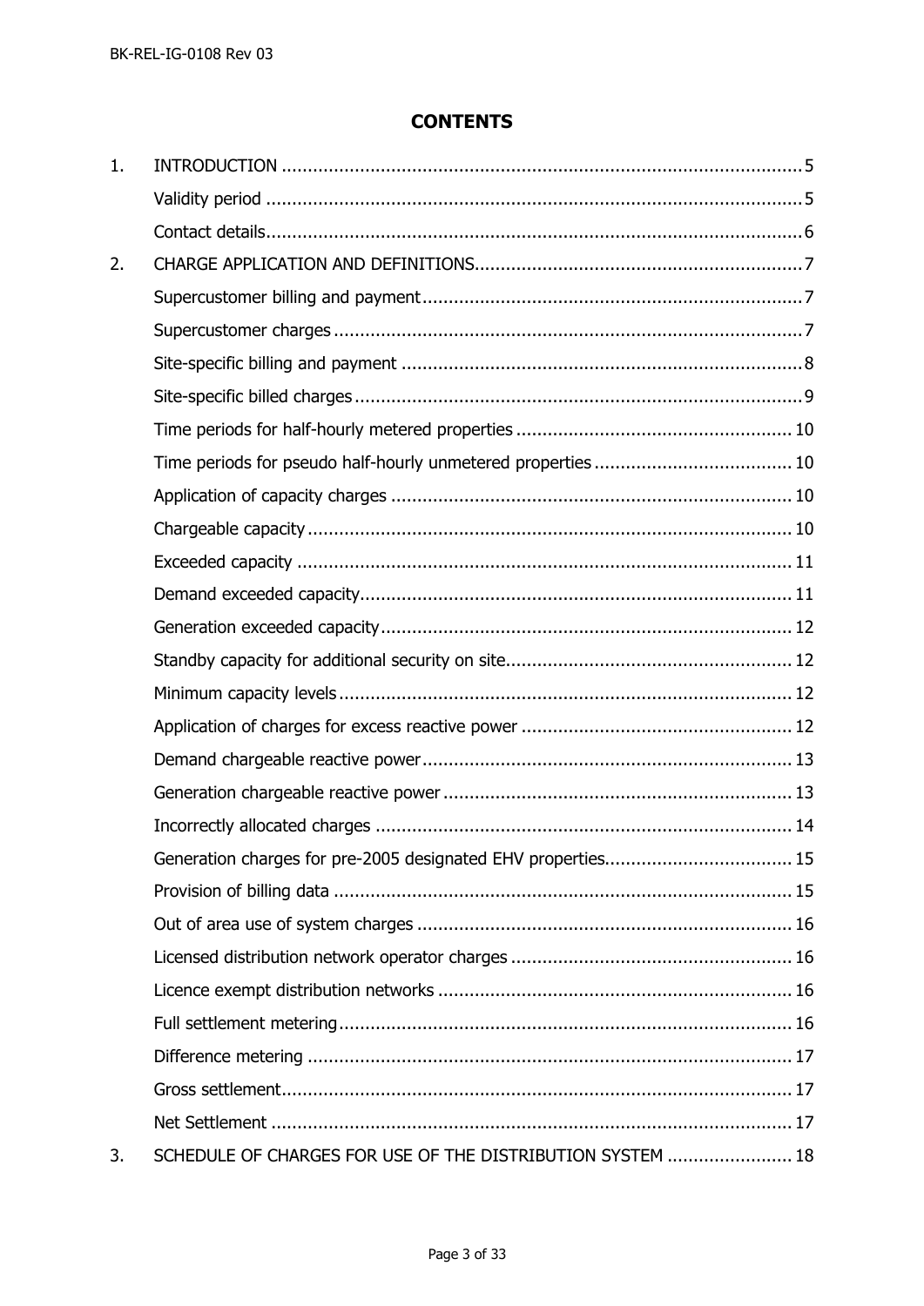# CONTENTS

| | | |
|---|---|---|
| 1. | INTRODUCTION | 5 |
| | Validity period | 5 |
| | Contact details | 6 |
| 2. | CHARGE APPLICATION AND DEFINITIONS | 7 |
| | Supercustomer billing and payment | 7 |
| | Supercustomer charges | 7 |
| | Site-specific billing and payment | 8 |
| | Site-specific billed charges | 9 |
| | Time periods for half-hourly metered properties | 10 |
| | Time periods for pseudo half-hourly unmetered properties | 10 |
| | Application of capacity charges | 10 |
| | Chargeable capacity | 10 |
| | Exceeded capacity | 11 |
| | Demand exceeded capacity | 11 |
| | Generation exceeded capacity | 12 |
| | Standby capacity for additional security on site | 12 |
| | Minimum capacity levels | 12 |
| | Application of charges for excess reactive power | 12 |
| | Demand chargeable reactive power | 13 |
| | Generation chargeable reactive power | 13 |
| | Incorrectly allocated charges | 14 |
| | Generation charges for pre-2005 designated EHV properties | 15 |
| | Provision of billing data | 15 |
| | Out of area use of system charges | 16 |
| | Licensed distribution network operator charges | 16 |
| | Licence exempt distribution networks | 16 |
| | Full settlement metering | 16 |
| | Difference metering | 17 |
| | Gross settlement | 17 |
| | Net Settlement | 17 |
| 3. | SCHEDULE OF CHARGES FOR USE OF THE DISTRIBUTION SYSTEM | 18 |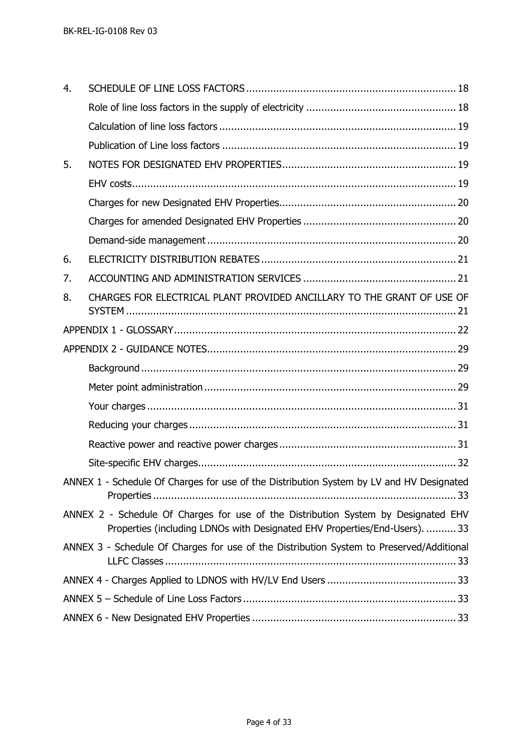4. SCHEDULE OF LINE LOSS FACTORS ..................................................................... 18

    Role of line loss factors in the supply of electricity ................................................. 18

    Calculation of line loss factors ............................................................................. 19

    Publication of Line loss factors ............................................................................ 19

5. NOTES FOR DESIGNATED EHV PROPERTIES ......................................................... 19

    EHV costs .......................................................................................................... 19

    Charges for new Designated EHV Properties .......................................................... 20

    Charges for amended Designated EHV Properties .................................................. 20

    Demand-side management .................................................................................. 20

6. ELECTRICITY DISTRIBUTION REBATES ................................................................ 21

7. ACCOUNTING AND ADMINISTRATION SERVICES .................................................. 21

8. CHARGES FOR ELECTRICAL PLANT PROVIDED ANCILLARY TO THE GRANT OF USE OF SYSTEM ............................................................................................................ 21

APPENDIX 1 - GLOSSARY ............................................................................................ 22

APPENDIX 2 - GUIDANCE NOTES .................................................................................. 29

    Background ........................................................................................................ 29

    Meter point administration .................................................................................. 29

    Your charges ..................................................................................................... 31

    Reducing your charges ........................................................................................ 31

    Reactive power and reactive power charges .......................................................... 31

    Site-specific EHV charges .................................................................................... 32

ANNEX 1 - Schedule Of Charges for use of the Distribution System by LV and HV Designated Properties ..................................................................................................... 33

ANNEX 2 - Schedule Of Charges for use of the Distribution System by Designated EHV Properties (including LDNOs with Designated EHV Properties/End-Users). .......... 33

ANNEX 3 - Schedule Of Charges for use of the Distribution System to Preserved/Additional LLFC Classes ................................................................................................ 33

ANNEX 4 - Charges Applied to LDNOS with HV/LV End Users ........................................... 33

ANNEX 5 – Schedule of Line Loss Factors ...................................................................... 33

ANNEX 6 - New Designated EHV Properties .................................................................... 33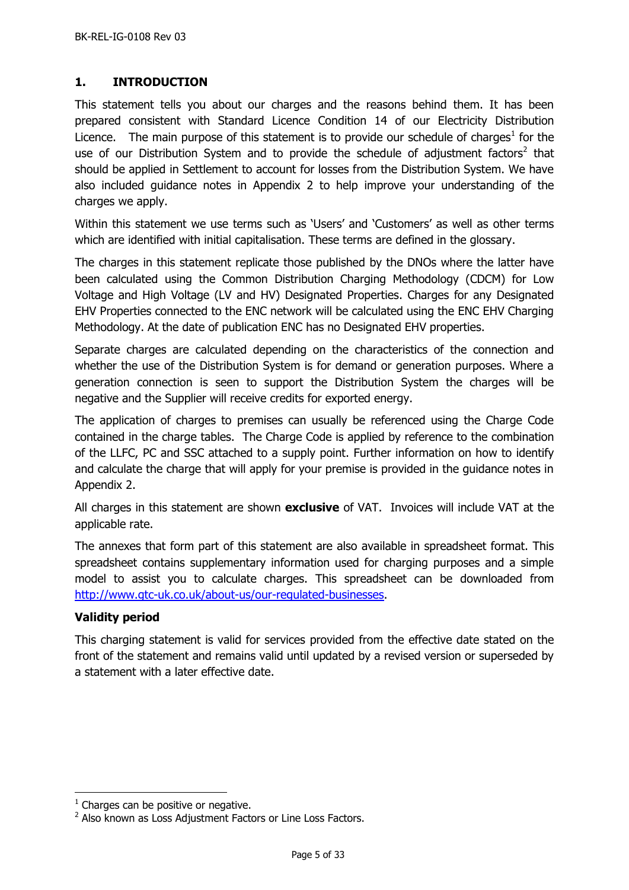# 1. INTRODUCTION

This statement tells you about our charges and the reasons behind them. It has been prepared consistent with Standard Licence Condition 14 of our Electricity Distribution Licence. The main purpose of this statement is to provide our schedule of charges[1] for the use of our Distribution System and to provide the schedule of adjustment factors[2] that should be applied in Settlement to account for losses from the Distribution System. We have also included guidance notes in Appendix 2 to help improve your understanding of the charges we apply.

Within this statement we use terms such as 'Users' and 'Customers' as well as other terms which are identified with initial capitalisation. These terms are defined in the glossary.

The charges in this statement replicate those published by the DNOs where the latter have been calculated using the Common Distribution Charging Methodology (CDCM) for Low Voltage and High Voltage (LV and HV) Designated Properties. Charges for any Designated EHV Properties connected to the ENC network will be calculated using the ENC EHV Charging Methodology. At the date of publication ENC has no Designated EHV properties.

Separate charges are calculated depending on the characteristics of the connection and whether the use of the Distribution System is for demand or generation purposes. Where a generation connection is seen to support the Distribution System the charges will be negative and the Supplier will receive credits for exported energy.

The application of charges to premises can usually be referenced using the Charge Code contained in the charge tables. The Charge Code is applied by reference to the combination of the LLFC, PC and SSC attached to a supply point. Further information on how to identify and calculate the charge that will apply for your premise is provided in the guidance notes in Appendix 2.

All charges in this statement are shown **exclusive** of VAT. Invoices will include VAT at the applicable rate.

The annexes that form part of this statement are also available in spreadsheet format. This spreadsheet contains supplementary information used for charging purposes and a simple model to assist you to calculate charges. This spreadsheet can be downloaded from http://www.gtc-uk.co.uk/about-us/our-regulated-businesses.

**Validity period**

This charging statement is valid for services provided from the effective date stated on the front of the statement and remains valid until updated by a revised version or superseded by a statement with a later effective date.

[1] Charges can be positive or negative.

[2] Also known as Loss Adjustment Factors or Line Loss Factors.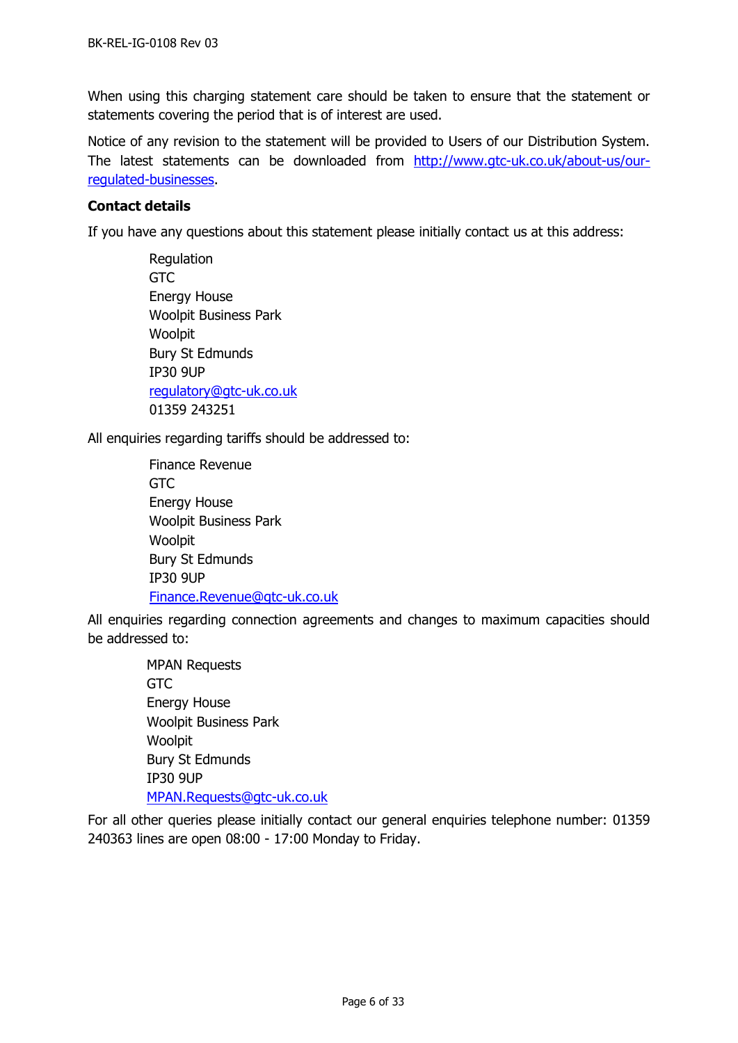When using this charging statement care should be taken to ensure that the statement or statements covering the period that is of interest are used.

Notice of any revision to the statement will be provided to Users of our Distribution System. The latest statements can be downloaded from http://www.gtc-uk.co.uk/about-us/our-regulated-businesses.

**Contact details**

If you have any questions about this statement please initially contact us at this address:

Regulation
GTC
Energy House
Woolpit Business Park
Woolpit
Bury St Edmunds
IP30 9UP
regulatory@gtc-uk.co.uk
01359 243251

All enquiries regarding tariffs should be addressed to:

Finance Revenue
GTC
Energy House
Woolpit Business Park
Woolpit
Bury St Edmunds
IP30 9UP
Finance.Revenue@gtc-uk.co.uk

All enquiries regarding connection agreements and changes to maximum capacities should be addressed to:

MPAN Requests
GTC
Energy House
Woolpit Business Park
Woolpit
Bury St Edmunds
IP30 9UP
MPAN.Requests@gtc-uk.co.uk

For all other queries please initially contact our general enquiries telephone number: 01359 240363 lines are open 08:00 - 17:00 Monday to Friday.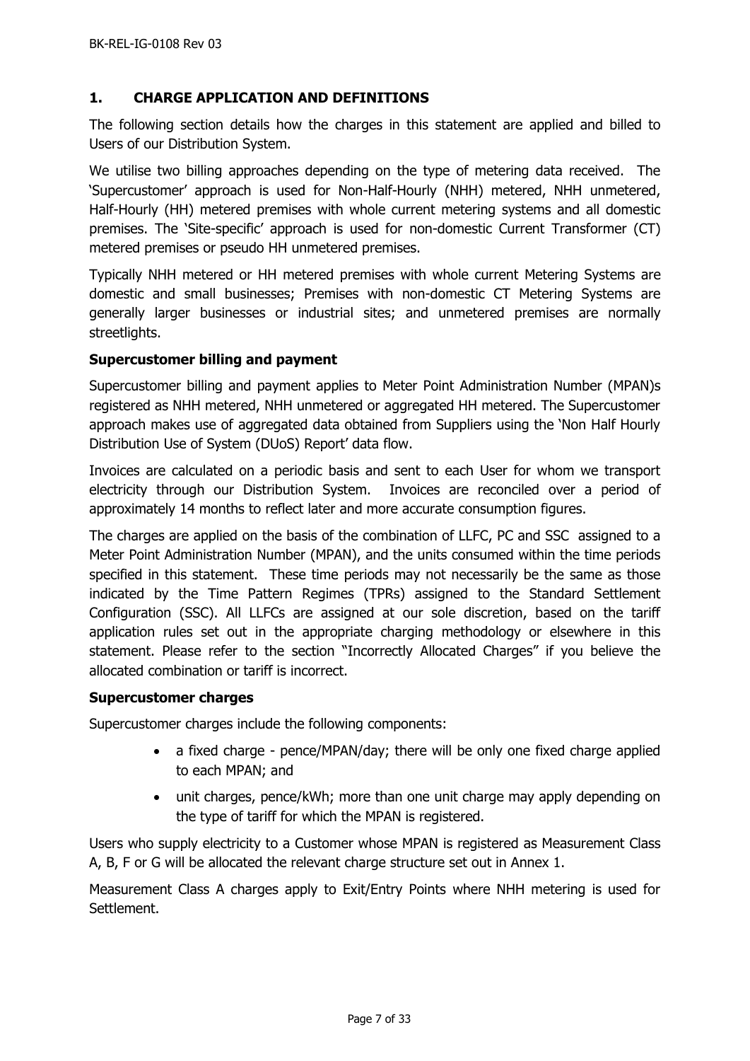## 1. CHARGE APPLICATION AND DEFINITIONS

The following section details how the charges in this statement are applied and billed to Users of our Distribution System.

We utilise two billing approaches depending on the type of metering data received. The 'Supercustomer' approach is used for Non-Half-Hourly (NHH) metered, NHH unmetered, Half-Hourly (HH) metered premises with whole current metering systems and all domestic premises. The 'Site-specific' approach is used for non-domestic Current Transformer (CT) metered premises or pseudo HH unmetered premises.

Typically NHH metered or HH metered premises with whole current Metering Systems are domestic and small businesses; Premises with non-domestic CT Metering Systems are generally larger businesses or industrial sites; and unmetered premises are normally streetlights.

### Supercustomer billing and payment

Supercustomer billing and payment applies to Meter Point Administration Number (MPAN)s registered as NHH metered, NHH unmetered or aggregated HH metered. The Supercustomer approach makes use of aggregated data obtained from Suppliers using the 'Non Half Hourly Distribution Use of System (DUoS) Report' data flow.

Invoices are calculated on a periodic basis and sent to each User for whom we transport electricity through our Distribution System. Invoices are reconciled over a period of approximately 14 months to reflect later and more accurate consumption figures.

The charges are applied on the basis of the combination of LLFC, PC and SSC assigned to a Meter Point Administration Number (MPAN), and the units consumed within the time periods specified in this statement. These time periods may not necessarily be the same as those indicated by the Time Pattern Regimes (TPRs) assigned to the Standard Settlement Configuration (SSC). All LLFCs are assigned at our sole discretion, based on the tariff application rules set out in the appropriate charging methodology or elsewhere in this statement. Please refer to the section "Incorrectly Allocated Charges" if you believe the allocated combination or tariff is incorrect.

### Supercustomer charges

Supercustomer charges include the following components:

- a fixed charge - pence/MPAN/day; there will be only one fixed charge applied to each MPAN; and
- unit charges, pence/kWh; more than one unit charge may apply depending on the type of tariff for which the MPAN is registered.

Users who supply electricity to a Customer whose MPAN is registered as Measurement Class A, B, F or G will be allocated the relevant charge structure set out in Annex 1.

Measurement Class A charges apply to Exit/Entry Points where NHH metering is used for Settlement.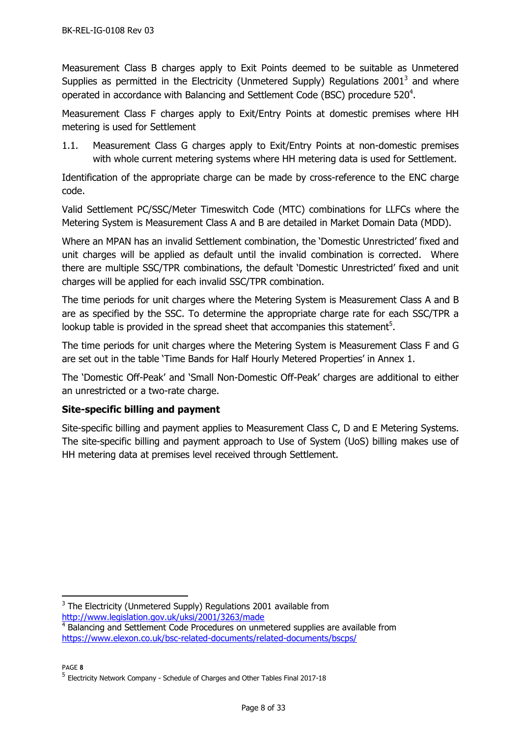Measurement Class B charges apply to Exit Points deemed to be suitable as Unmetered Supplies as permitted in the Electricity (Unmetered Supply) Regulations 2001[3] and where operated in accordance with Balancing and Settlement Code (BSC) procedure 520[4].

Measurement Class F charges apply to Exit/Entry Points at domestic premises where HH metering is used for Settlement

1.1. Measurement Class G charges apply to Exit/Entry Points at non-domestic premises with whole current metering systems where HH metering data is used for Settlement.

Identification of the appropriate charge can be made by cross-reference to the ENC charge code.

Valid Settlement PC/SSC/Meter Timeswitch Code (MTC) combinations for LLFCs where the Metering System is Measurement Class A and B are detailed in Market Domain Data (MDD).

Where an MPAN has an invalid Settlement combination, the 'Domestic Unrestricted' fixed and unit charges will be applied as default until the invalid combination is corrected. Where there are multiple SSC/TPR combinations, the default 'Domestic Unrestricted' fixed and unit charges will be applied for each invalid SSC/TPR combination.

The time periods for unit charges where the Metering System is Measurement Class A and B are as specified by the SSC. To determine the appropriate charge rate for each SSC/TPR a lookup table is provided in the spread sheet that accompanies this statement[5].

The time periods for unit charges where the Metering System is Measurement Class F and G are set out in the table 'Time Bands for Half Hourly Metered Properties' in Annex 1.

The 'Domestic Off-Peak' and 'Small Non-Domestic Off-Peak' charges are additional to either an unrestricted or a two-rate charge.

**Site-specific billing and payment**

Site-specific billing and payment applies to Measurement Class C, D and E Metering Systems. The site-specific billing and payment approach to Use of System (UoS) billing makes use of HH metering data at premises level received through Settlement.

[3] The Electricity (Unmetered Supply) Regulations 2001 available from http://www.legislation.gov.uk/uksi/2001/3263/made

[4] Balancing and Settlement Code Procedures on unmetered supplies are available from https://www.elexon.co.uk/bsc-related-documents/related-documents/bscps/

[5] Electricity Network Company - Schedule of Charges and Other Tables Final 2017-18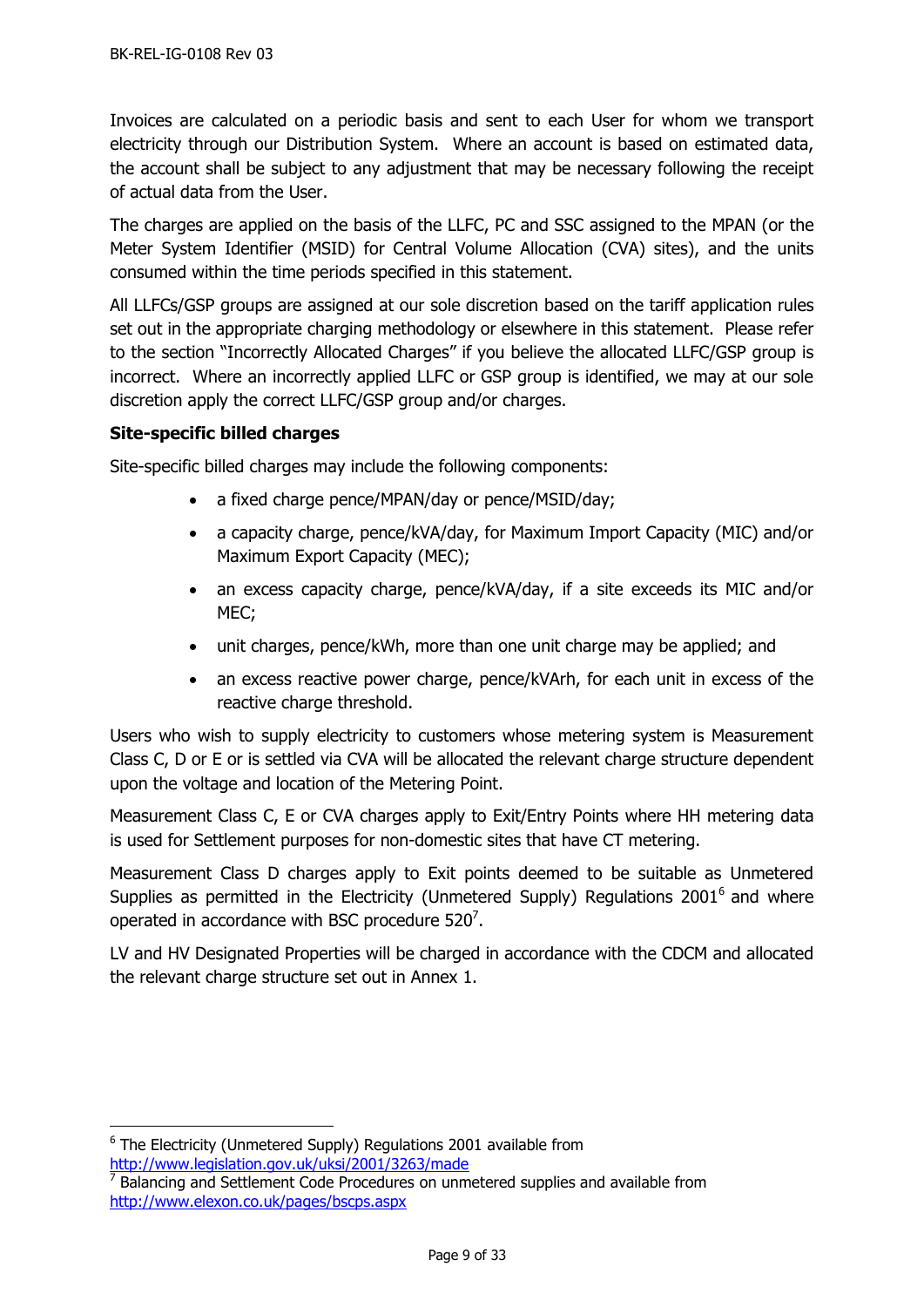Invoices are calculated on a periodic basis and sent to each User for whom we transport electricity through our Distribution System. Where an account is based on estimated data, the account shall be subject to any adjustment that may be necessary following the receipt of actual data from the User.

The charges are applied on the basis of the LLFC, PC and SSC assigned to the MPAN (or the Meter System Identifier (MSID) for Central Volume Allocation (CVA) sites), and the units consumed within the time periods specified in this statement.

All LLFCs/GSP groups are assigned at our sole discretion based on the tariff application rules set out in the appropriate charging methodology or elsewhere in this statement. Please refer to the section "Incorrectly Allocated Charges" if you believe the allocated LLFC/GSP group is incorrect. Where an incorrectly applied LLFC or GSP group is identified, we may at our sole discretion apply the correct LLFC/GSP group and/or charges.

**Site-specific billed charges**

Site-specific billed charges may include the following components:

- a fixed charge pence/MPAN/day or pence/MSID/day;
- a capacity charge, pence/kVA/day, for Maximum Import Capacity (MIC) and/or Maximum Export Capacity (MEC);
- an excess capacity charge, pence/kVA/day, if a site exceeds its MIC and/or MEC;
- unit charges, pence/kWh, more than one unit charge may be applied; and
- an excess reactive power charge, pence/kVArh, for each unit in excess of the reactive charge threshold.

Users who wish to supply electricity to customers whose metering system is Measurement Class C, D or E or is settled via CVA will be allocated the relevant charge structure dependent upon the voltage and location of the Metering Point.

Measurement Class C, E or CVA charges apply to Exit/Entry Points where HH metering data is used for Settlement purposes for non-domestic sites that have CT metering.

Measurement Class D charges apply to Exit points deemed to be suitable as Unmetered Supplies as permitted in the Electricity (Unmetered Supply) Regulations 2001[6] and where operated in accordance with BSC procedure 520[7].

LV and HV Designated Properties will be charged in accordance with the CDCM and allocated the relevant charge structure set out in Annex 1.

---

[6] The Electricity (Unmetered Supply) Regulations 2001 available from http://www.legislation.gov.uk/uksi/2001/3263/made

[7] Balancing and Settlement Code Procedures on unmetered supplies and available from http://www.elexon.co.uk/pages/bscps.aspx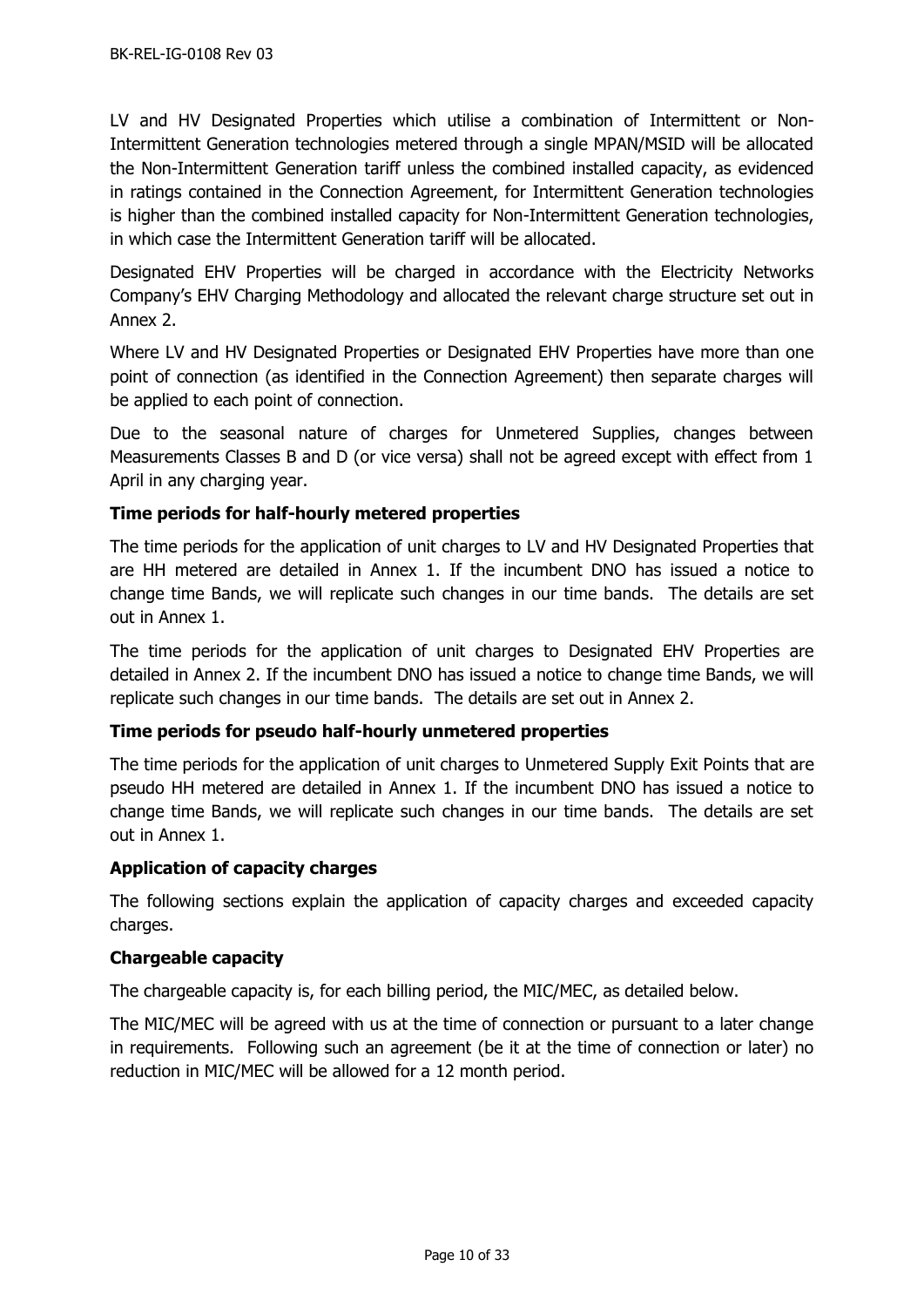LV and HV Designated Properties which utilise a combination of Intermittent or Non-Intermittent Generation technologies metered through a single MPAN/MSID will be allocated the Non-Intermittent Generation tariff unless the combined installed capacity, as evidenced in ratings contained in the Connection Agreement, for Intermittent Generation technologies is higher than the combined installed capacity for Non-Intermittent Generation technologies, in which case the Intermittent Generation tariff will be allocated.

Designated EHV Properties will be charged in accordance with the Electricity Networks Company's EHV Charging Methodology and allocated the relevant charge structure set out in Annex 2.

Where LV and HV Designated Properties or Designated EHV Properties have more than one point of connection (as identified in the Connection Agreement) then separate charges will be applied to each point of connection.

Due to the seasonal nature of charges for Unmetered Supplies, changes between Measurements Classes B and D (or vice versa) shall not be agreed except with effect from 1 April in any charging year.

**Time periods for half-hourly metered properties**

The time periods for the application of unit charges to LV and HV Designated Properties that are HH metered are detailed in Annex 1. If the incumbent DNO has issued a notice to change time Bands, we will replicate such changes in our time bands. The details are set out in Annex 1.

The time periods for the application of unit charges to Designated EHV Properties are detailed in Annex 2. If the incumbent DNO has issued a notice to change time Bands, we will replicate such changes in our time bands. The details are set out in Annex 2.

**Time periods for pseudo half-hourly unmetered properties**

The time periods for the application of unit charges to Unmetered Supply Exit Points that are pseudo HH metered are detailed in Annex 1. If the incumbent DNO has issued a notice to change time Bands, we will replicate such changes in our time bands. The details are set out in Annex 1.

**Application of capacity charges**

The following sections explain the application of capacity charges and exceeded capacity charges.

**Chargeable capacity**

The chargeable capacity is, for each billing period, the MIC/MEC, as detailed below.

The MIC/MEC will be agreed with us at the time of connection or pursuant to a later change in requirements. Following such an agreement (be it at the time of connection or later) no reduction in MIC/MEC will be allowed for a 12 month period.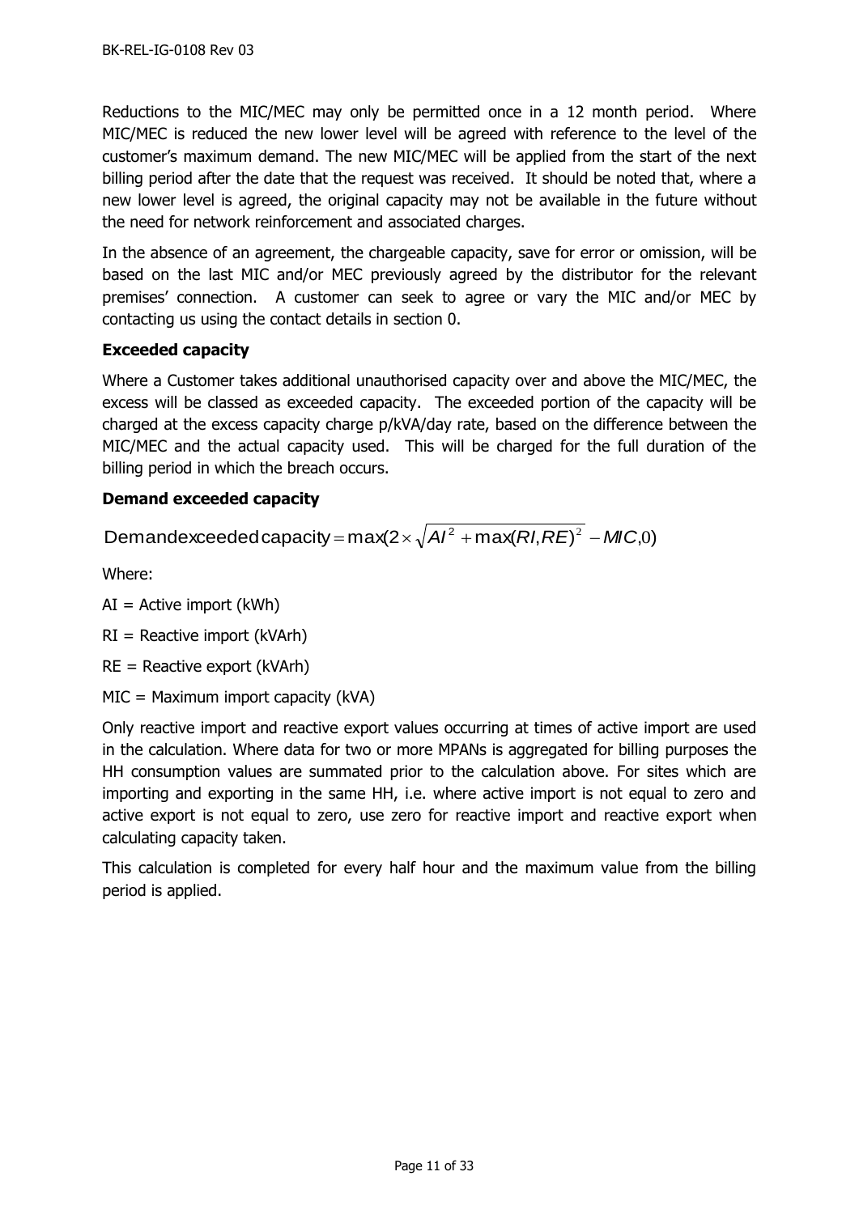Reductions to the MIC/MEC may only be permitted once in a 12 month period. Where MIC/MEC is reduced the new lower level will be agreed with reference to the level of the customer's maximum demand. The new MIC/MEC will be applied from the start of the next billing period after the date that the request was received. It should be noted that, where a new lower level is agreed, the original capacity may not be available in the future without the need for network reinforcement and associated charges.

In the absence of an agreement, the chargeable capacity, save for error or omission, will be based on the last MIC and/or MEC previously agreed by the distributor for the relevant premises' connection. A customer can seek to agree or vary the MIC and/or MEC by contacting us using the contact details in section 0.

**Exceeded capacity**

Where a Customer takes additional unauthorised capacity over and above the MIC/MEC, the excess will be classed as exceeded capacity. The exceeded portion of the capacity will be charged at the excess capacity charge p/kVA/day rate, based on the difference between the MIC/MEC and the actual capacity used. This will be charged for the full duration of the billing period in which the breach occurs.

**Demand exceeded capacity**

$$\text{Demand exceeded capacity} = \max(2 \times \sqrt{AI^2 + \max(RI, RE)^2} - MIC, 0)$$

Where:

AI = Active import (kWh)

RI = Reactive import (kVArh)

RE = Reactive export (kVArh)

MIC = Maximum import capacity (kVA)

Only reactive import and reactive export values occurring at times of active import are used in the calculation. Where data for two or more MPANs is aggregated for billing purposes the HH consumption values are summated prior to the calculation above. For sites which are importing and exporting in the same HH, i.e. where active import is not equal to zero and active export is not equal to zero, use zero for reactive import and reactive export when calculating capacity taken.

This calculation is completed for every half hour and the maximum value from the billing period is applied.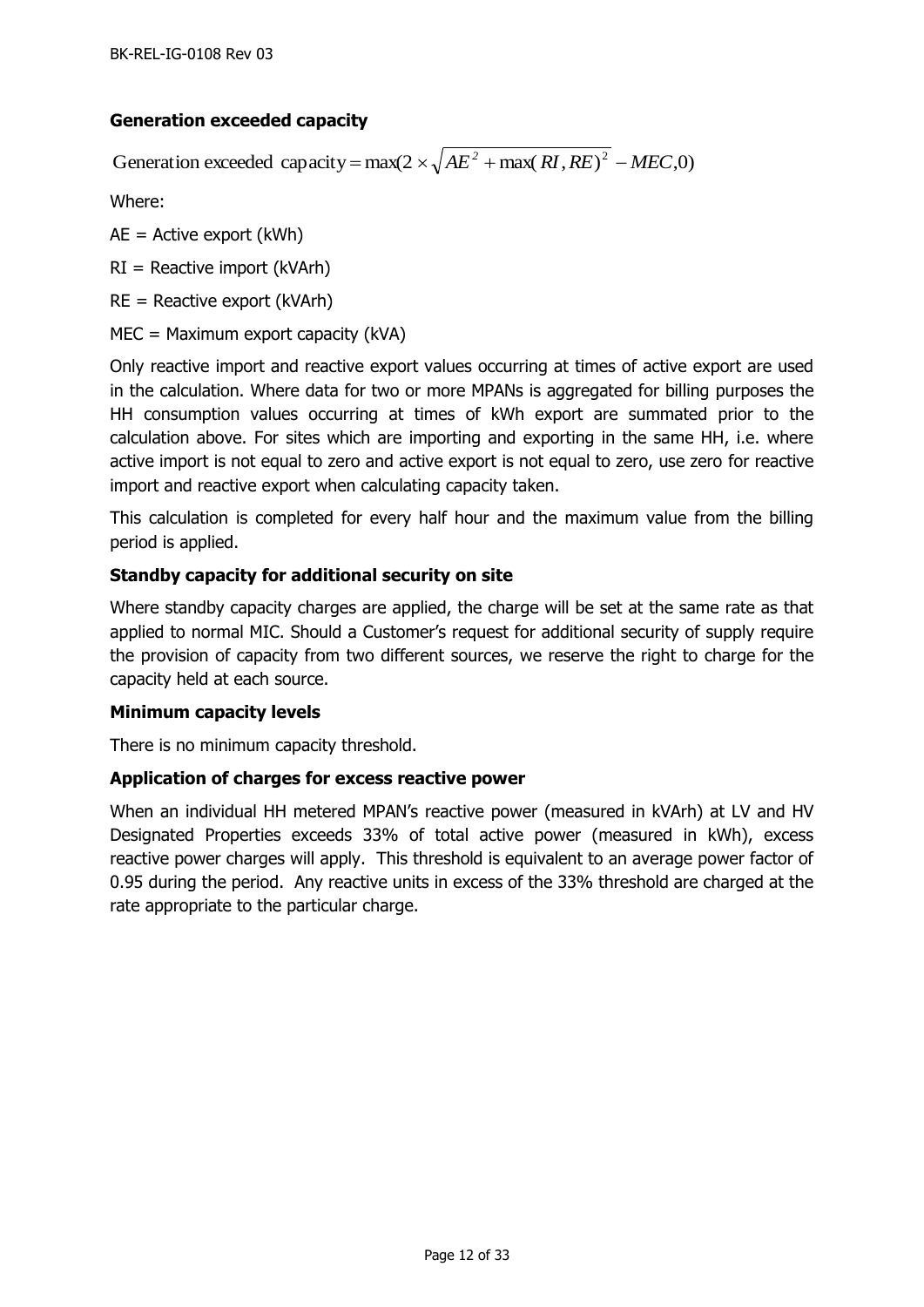### Generation exceeded capacity

$$\text{Generation exceeded capacity} = \max(2 \times \sqrt{AE^2 + \max(RI, RE)^2} - MEC, 0)$$

Where:

AE = Active export (kWh)

RI = Reactive import (kVArh)

RE = Reactive export (kVArh)

MEC = Maximum export capacity (kVA)

Only reactive import and reactive export values occurring at times of active export are used in the calculation. Where data for two or more MPANs is aggregated for billing purposes the HH consumption values occurring at times of kWh export are summated prior to the calculation above. For sites which are importing and exporting in the same HH, i.e. where active import is not equal to zero and active export is not equal to zero, use zero for reactive import and reactive export when calculating capacity taken.

This calculation is completed for every half hour and the maximum value from the billing period is applied.

### Standby capacity for additional security on site

Where standby capacity charges are applied, the charge will be set at the same rate as that applied to normal MIC. Should a Customer's request for additional security of supply require the provision of capacity from two different sources, we reserve the right to charge for the capacity held at each source.

### Minimum capacity levels

There is no minimum capacity threshold.

### Application of charges for excess reactive power

When an individual HH metered MPAN's reactive power (measured in kVArh) at LV and HV Designated Properties exceeds 33% of total active power (measured in kWh), excess reactive power charges will apply. This threshold is equivalent to an average power factor of 0.95 during the period. Any reactive units in excess of the 33% threshold are charged at the rate appropriate to the particular charge.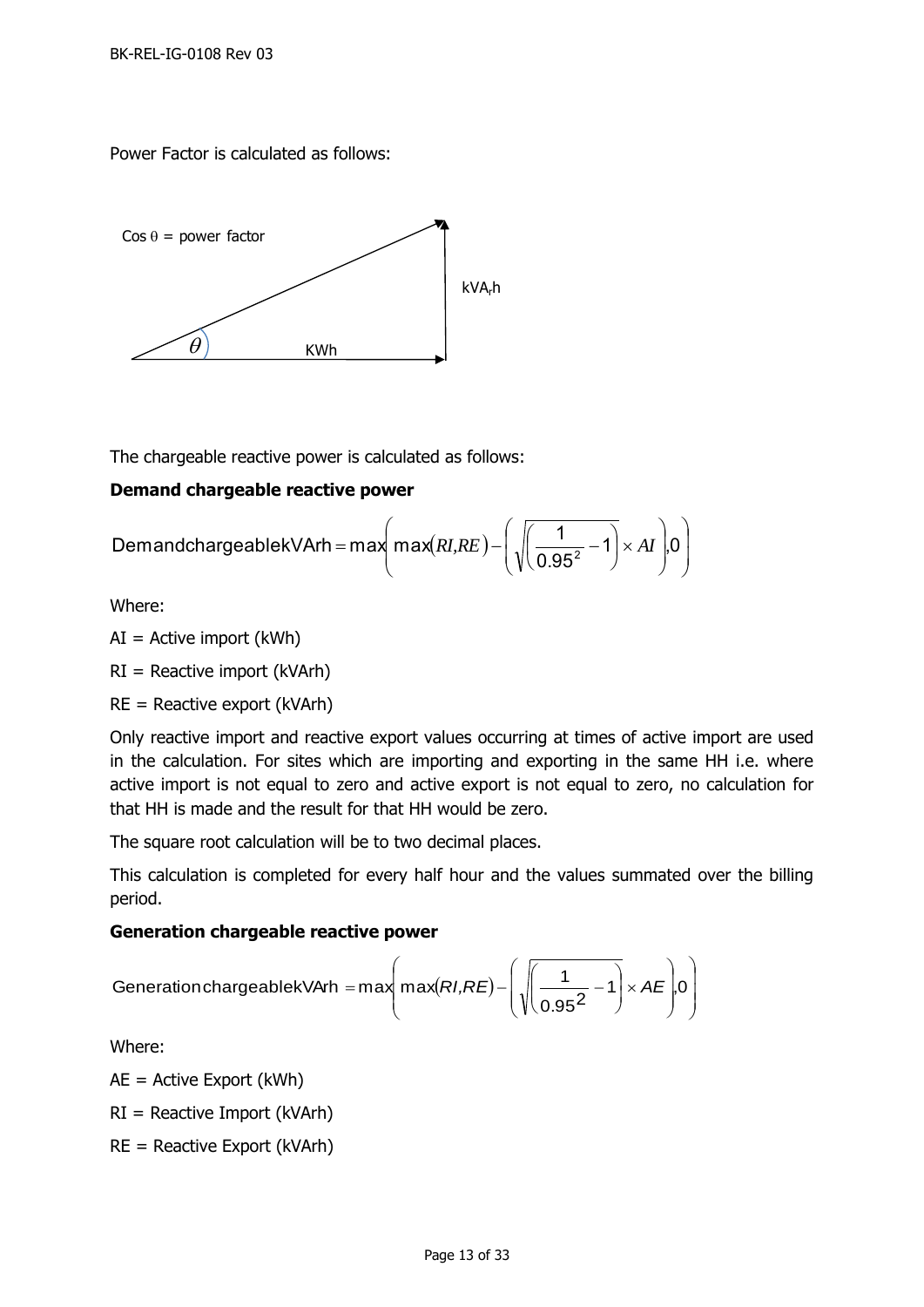Power Factor is calculated as follows:

Cos θ = power factor

kVA$_r$h

KWh

The chargeable reactive power is calculated as follows:

**Demand chargeable reactive power**

$$\text{DemandchargeablekVArh} = \max\left( \max(RI, RE) - \left( \sqrt{\left( \frac{1}{0.95^2} - 1 \right)} \times AI \right), 0 \right)$$

Where:

AI = Active import (kWh)

RI = Reactive import (kVArh)

RE = Reactive export (kVArh)

Only reactive import and reactive export values occurring at times of active import are used in the calculation. For sites which are importing and exporting in the same HH i.e. where active import is not equal to zero and active export is not equal to zero, no calculation for that HH is made and the result for that HH would be zero.

The square root calculation will be to two decimal places.

This calculation is completed for every half hour and the values summated over the billing period.

**Generation chargeable reactive power**

$$\text{Generation chargeablekVArh} = \max\left( \max(RI, RE) - \left( \sqrt{\left( \frac{1}{0.95^2} - 1 \right)} \times AE \right), 0 \right)$$

Where:

AE = Active Export (kWh)

RI = Reactive Import (kVArh)

RE = Reactive Export (kVArh)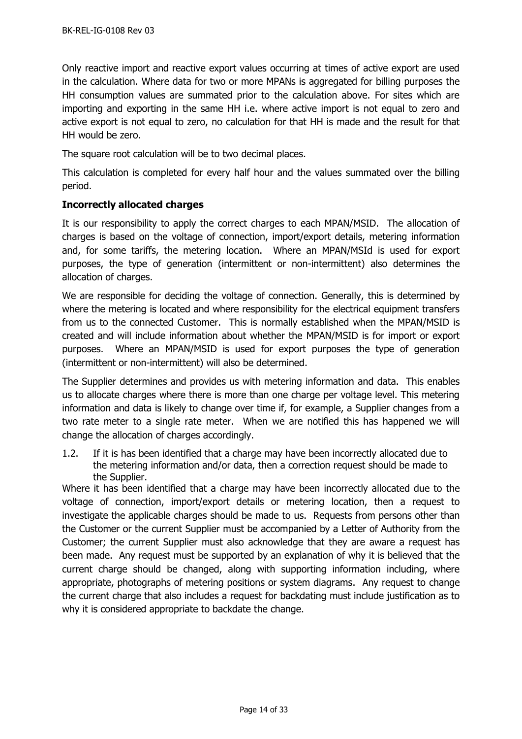Only reactive import and reactive export values occurring at times of active export are used in the calculation. Where data for two or more MPANs is aggregated for billing purposes the HH consumption values are summated prior to the calculation above. For sites which are importing and exporting in the same HH i.e. where active import is not equal to zero and active export is not equal to zero, no calculation for that HH is made and the result for that HH would be zero.

The square root calculation will be to two decimal places.

This calculation is completed for every half hour and the values summated over the billing period.

### Incorrectly allocated charges

It is our responsibility to apply the correct charges to each MPAN/MSID. The allocation of charges is based on the voltage of connection, import/export details, metering information and, for some tariffs, the metering location. Where an MPAN/MSId is used for export purposes, the type of generation (intermittent or non-intermittent) also determines the allocation of charges.

We are responsible for deciding the voltage of connection. Generally, this is determined by where the metering is located and where responsibility for the electrical equipment transfers from us to the connected Customer. This is normally established when the MPAN/MSID is created and will include information about whether the MPAN/MSID is for import or export purposes. Where an MPAN/MSID is used for export purposes the type of generation (intermittent or non-intermittent) will also be determined.

The Supplier determines and provides us with metering information and data. This enables us to allocate charges where there is more than one charge per voltage level. This metering information and data is likely to change over time if, for example, a Supplier changes from a two rate meter to a single rate meter. When we are notified this has happened we will change the allocation of charges accordingly.

1.2. If it is has been identified that a charge may have been incorrectly allocated due to the metering information and/or data, then a correction request should be made to the Supplier.

Where it has been identified that a charge may have been incorrectly allocated due to the voltage of connection, import/export details or metering location, then a request to investigate the applicable charges should be made to us. Requests from persons other than the Customer or the current Supplier must be accompanied by a Letter of Authority from the Customer; the current Supplier must also acknowledge that they are aware a request has been made. Any request must be supported by an explanation of why it is believed that the current charge should be changed, along with supporting information including, where appropriate, photographs of metering positions or system diagrams. Any request to change the current charge that also includes a request for backdating must include justification as to why it is considered appropriate to backdate the change.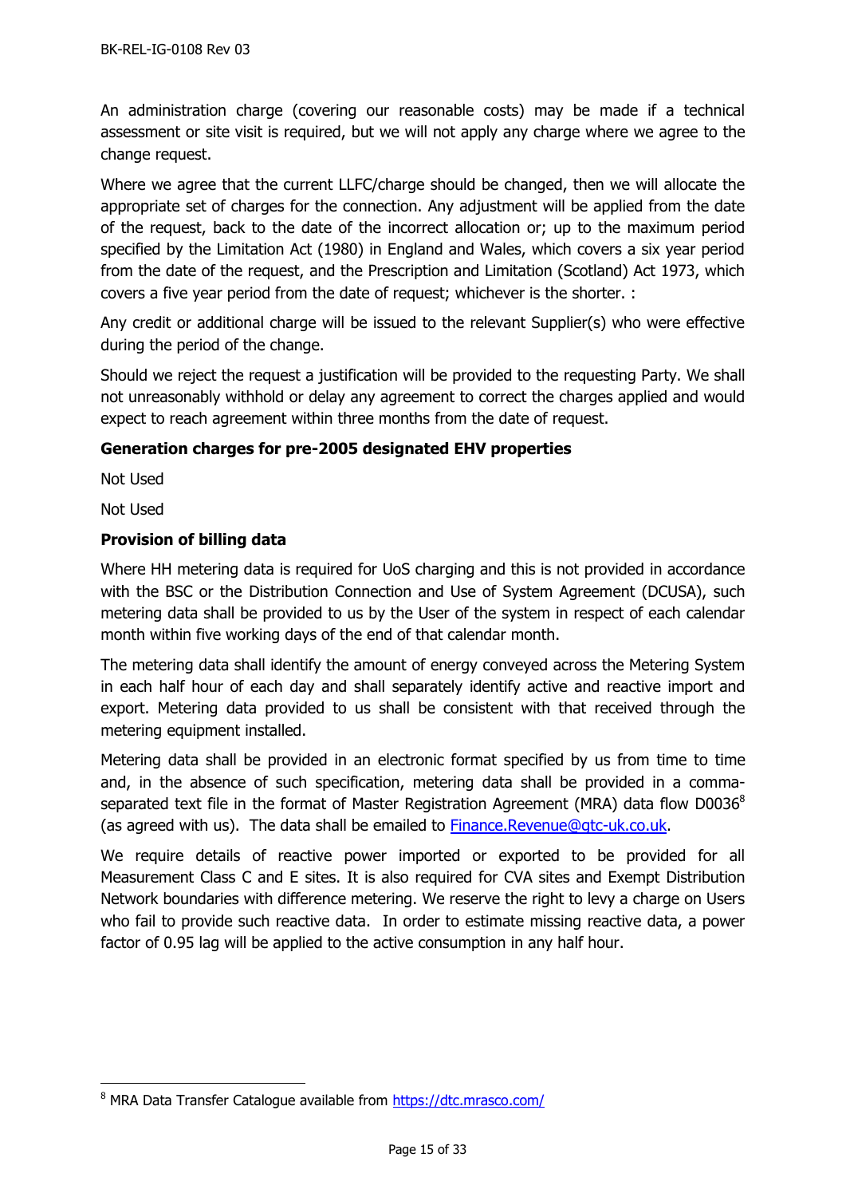An administration charge (covering our reasonable costs) may be made if a technical assessment or site visit is required, but we will not apply any charge where we agree to the change request.

Where we agree that the current LLFC/charge should be changed, then we will allocate the appropriate set of charges for the connection. Any adjustment will be applied from the date of the request, back to the date of the incorrect allocation or; up to the maximum period specified by the Limitation Act (1980) in England and Wales, which covers a six year period from the date of the request, and the Prescription and Limitation (Scotland) Act 1973, which covers a five year period from the date of request; whichever is the shorter. :

Any credit or additional charge will be issued to the relevant Supplier(s) who were effective during the period of the change.

Should we reject the request a justification will be provided to the requesting Party. We shall not unreasonably withhold or delay any agreement to correct the charges applied and would expect to reach agreement within three months from the date of request.

**Generation charges for pre-2005 designated EHV properties**

Not Used

Not Used

**Provision of billing data**

Where HH metering data is required for UoS charging and this is not provided in accordance with the BSC or the Distribution Connection and Use of System Agreement (DCUSA), such metering data shall be provided to us by the User of the system in respect of each calendar month within five working days of the end of that calendar month.

The metering data shall identify the amount of energy conveyed across the Metering System in each half hour of each day and shall separately identify active and reactive import and export. Metering data provided to us shall be consistent with that received through the metering equipment installed.

Metering data shall be provided in an electronic format specified by us from time to time and, in the absence of such specification, metering data shall be provided in a comma-separated text file in the format of Master Registration Agreement (MRA) data flow D0036[8] (as agreed with us). The data shall be emailed to Finance.Revenue@gtc-uk.co.uk.

We require details of reactive power imported or exported to be provided for all Measurement Class C and E sites. It is also required for CVA sites and Exempt Distribution Network boundaries with difference metering. We reserve the right to levy a charge on Users who fail to provide such reactive data. In order to estimate missing reactive data, a power factor of 0.95 lag will be applied to the active consumption in any half hour.

[8] MRA Data Transfer Catalogue available from https://dtc.mrasco.com/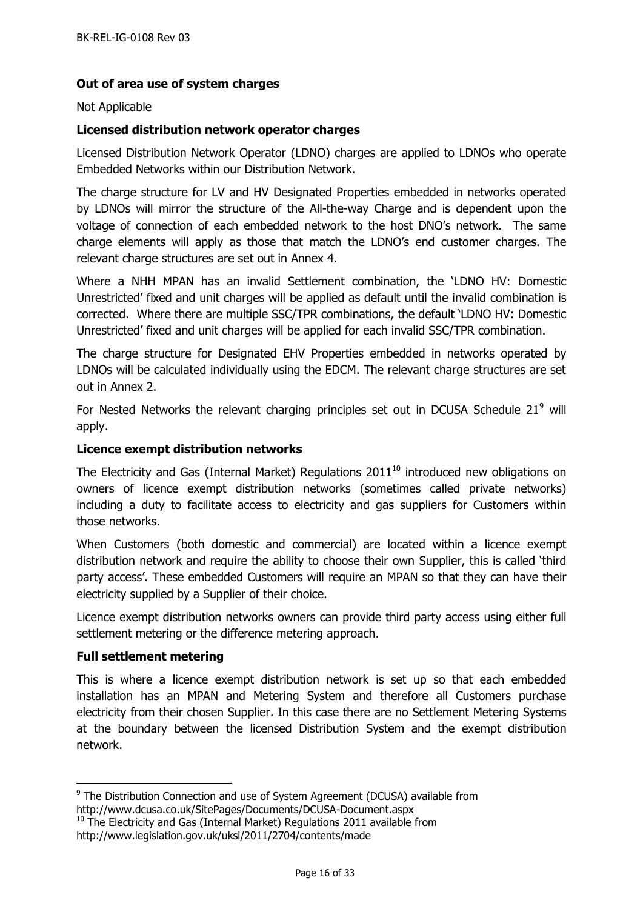**Out of area use of system charges**

Not Applicable

**Licensed distribution network operator charges**

Licensed Distribution Network Operator (LDNO) charges are applied to LDNOs who operate Embedded Networks within our Distribution Network.

The charge structure for LV and HV Designated Properties embedded in networks operated by LDNOs will mirror the structure of the All-the-way Charge and is dependent upon the voltage of connection of each embedded network to the host DNO's network. The same charge elements will apply as those that match the LDNO's end customer charges. The relevant charge structures are set out in Annex 4.

Where a NHH MPAN has an invalid Settlement combination, the 'LDNO HV: Domestic Unrestricted' fixed and unit charges will be applied as default until the invalid combination is corrected. Where there are multiple SSC/TPR combinations, the default 'LDNO HV: Domestic Unrestricted' fixed and unit charges will be applied for each invalid SSC/TPR combination.

The charge structure for Designated EHV Properties embedded in networks operated by LDNOs will be calculated individually using the EDCM. The relevant charge structures are set out in Annex 2.

For Nested Networks the relevant charging principles set out in DCUSA Schedule 21[9] will apply.

**Licence exempt distribution networks**

The Electricity and Gas (Internal Market) Regulations 2011[10] introduced new obligations on owners of licence exempt distribution networks (sometimes called private networks) including a duty to facilitate access to electricity and gas suppliers for Customers within those networks.

When Customers (both domestic and commercial) are located within a licence exempt distribution network and require the ability to choose their own Supplier, this is called 'third party access'. These embedded Customers will require an MPAN so that they can have their electricity supplied by a Supplier of their choice.

Licence exempt distribution networks owners can provide third party access using either full settlement metering or the difference metering approach.

**Full settlement metering**

This is where a licence exempt distribution network is set up so that each embedded installation has an MPAN and Metering System and therefore all Customers purchase electricity from their chosen Supplier. In this case there are no Settlement Metering Systems at the boundary between the licensed Distribution System and the exempt distribution network.

---

[9] The Distribution Connection and use of System Agreement (DCUSA) available from http://www.dcusa.co.uk/SitePages/Documents/DCUSA-Document.aspx

[10] The Electricity and Gas (Internal Market) Regulations 2011 available from http://www.legislation.gov.uk/uksi/2011/2704/contents/made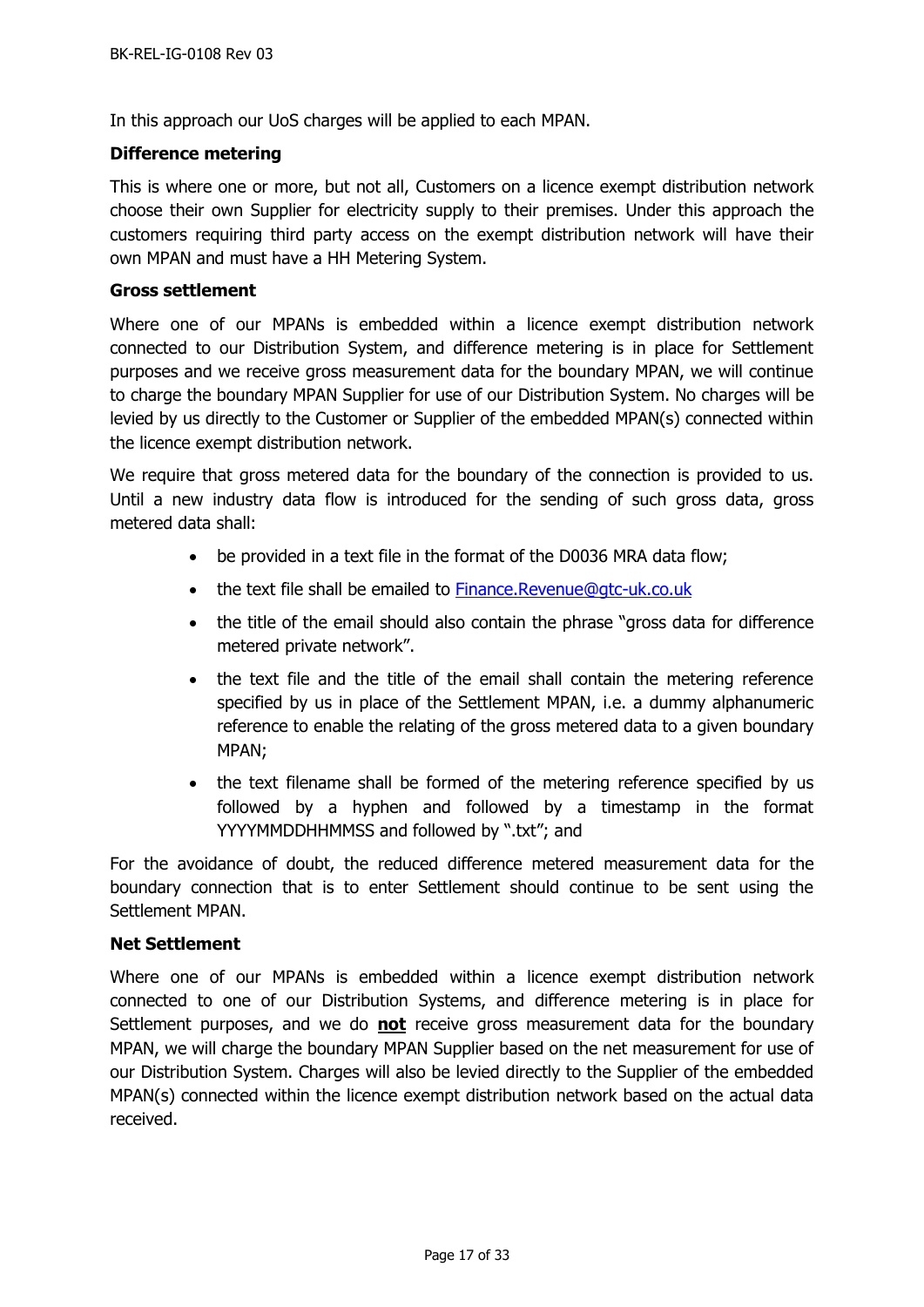In this approach our UoS charges will be applied to each MPAN.

**Difference metering**

This is where one or more, but not all, Customers on a licence exempt distribution network choose their own Supplier for electricity supply to their premises. Under this approach the customers requiring third party access on the exempt distribution network will have their own MPAN and must have a HH Metering System.

**Gross settlement**

Where one of our MPANs is embedded within a licence exempt distribution network connected to our Distribution System, and difference metering is in place for Settlement purposes and we receive gross measurement data for the boundary MPAN, we will continue to charge the boundary MPAN Supplier for use of our Distribution System. No charges will be levied by us directly to the Customer or Supplier of the embedded MPAN(s) connected within the licence exempt distribution network.

We require that gross metered data for the boundary of the connection is provided to us. Until a new industry data flow is introduced for the sending of such gross data, gross metered data shall:

- be provided in a text file in the format of the D0036 MRA data flow;
- the text file shall be emailed to [Finance.Revenue@gtc-uk.co.uk](mailto:Finance.Revenue@gtc-uk.co.uk)
- the title of the email should also contain the phrase "gross data for difference metered private network".
- the text file and the title of the email shall contain the metering reference specified by us in place of the Settlement MPAN, i.e. a dummy alphanumeric reference to enable the relating of the gross metered data to a given boundary MPAN;
- the text filename shall be formed of the metering reference specified by us followed by a hyphen and followed by a timestamp in the format YYYYMMDDHHMMSS and followed by ".txt"; and

For the avoidance of doubt, the reduced difference metered measurement data for the boundary connection that is to enter Settlement should continue to be sent using the Settlement MPAN.

**Net Settlement**

Where one of our MPANs is embedded within a licence exempt distribution network connected to one of our Distribution Systems, and difference metering is in place for Settlement purposes, and we do **not** receive gross measurement data for the boundary MPAN, we will charge the boundary MPAN Supplier based on the net measurement for use of our Distribution System. Charges will also be levied directly to the Supplier of the embedded MPAN(s) connected within the licence exempt distribution network based on the actual data received.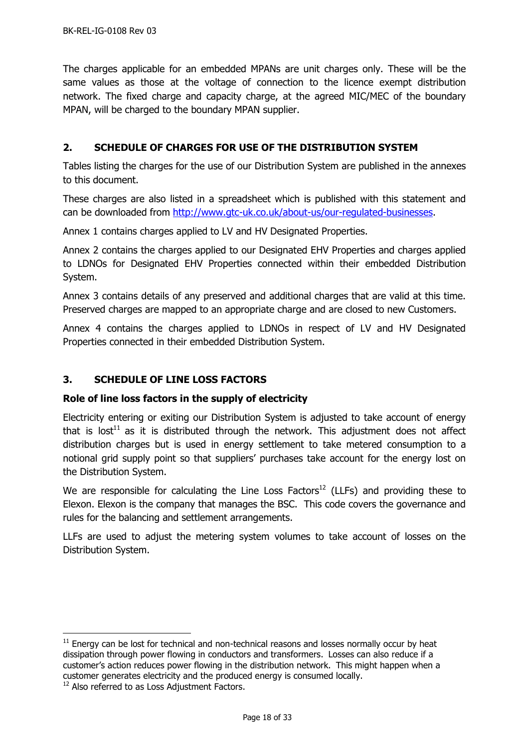The charges applicable for an embedded MPANs are unit charges only. These will be the same values as those at the voltage of connection to the licence exempt distribution network. The fixed charge and capacity charge, at the agreed MIC/MEC of the boundary MPAN, will be charged to the boundary MPAN supplier.

## 2. SCHEDULE OF CHARGES FOR USE OF THE DISTRIBUTION SYSTEM

Tables listing the charges for the use of our Distribution System are published in the annexes to this document.

These charges are also listed in a spreadsheet which is published with this statement and can be downloaded from http://www.gtc-uk.co.uk/about-us/our-regulated-businesses.

Annex 1 contains charges applied to LV and HV Designated Properties.

Annex 2 contains the charges applied to our Designated EHV Properties and charges applied to LDNOs for Designated EHV Properties connected within their embedded Distribution System.

Annex 3 contains details of any preserved and additional charges that are valid at this time. Preserved charges are mapped to an appropriate charge and are closed to new Customers.

Annex 4 contains the charges applied to LDNOs in respect of LV and HV Designated Properties connected in their embedded Distribution System.

## 3. SCHEDULE OF LINE LOSS FACTORS

### Role of line loss factors in the supply of electricity

Electricity entering or exiting our Distribution System is adjusted to take account of energy that is lost[11] as it is distributed through the network. This adjustment does not affect distribution charges but is used in energy settlement to take metered consumption to a notional grid supply point so that suppliers' purchases take account for the energy lost on the Distribution System.

We are responsible for calculating the Line Loss Factors[12] (LLFs) and providing these to Elexon. Elexon is the company that manages the BSC. This code covers the governance and rules for the balancing and settlement arrangements.

LLFs are used to adjust the metering system volumes to take account of losses on the Distribution System.

---

[11] Energy can be lost for technical and non-technical reasons and losses normally occur by heat dissipation through power flowing in conductors and transformers. Losses can also reduce if a customer's action reduces power flowing in the distribution network. This might happen when a customer generates electricity and the produced energy is consumed locally.

[12] Also referred to as Loss Adjustment Factors.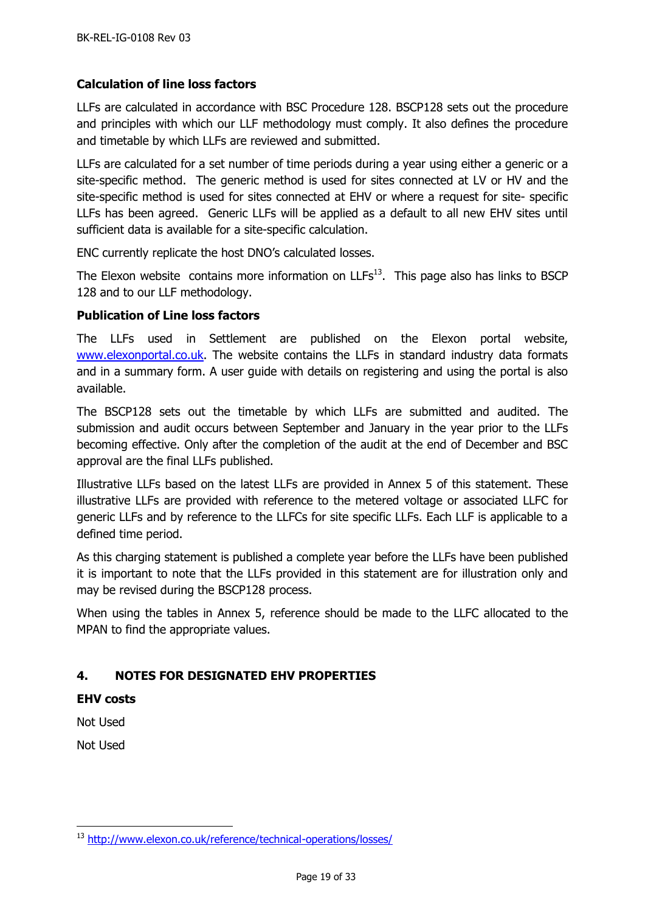**Calculation of line loss factors**

LLFs are calculated in accordance with BSC Procedure 128. BSCP128 sets out the procedure and principles with which our LLF methodology must comply. It also defines the procedure and timetable by which LLFs are reviewed and submitted.

LLFs are calculated for a set number of time periods during a year using either a generic or a site-specific method. The generic method is used for sites connected at LV or HV and the site-specific method is used for sites connected at EHV or where a request for site- specific LLFs has been agreed. Generic LLFs will be applied as a default to all new EHV sites until sufficient data is available for a site-specific calculation.

ENC currently replicate the host DNO's calculated losses.

The Elexon website contains more information on LLFs[13]. This page also has links to BSCP 128 and to our LLF methodology.

**Publication of Line loss factors**

The LLFs used in Settlement are published on the Elexon portal website, www.elexonportal.co.uk. The website contains the LLFs in standard industry data formats and in a summary form. A user guide with details on registering and using the portal is also available.

The BSCP128 sets out the timetable by which LLFs are submitted and audited. The submission and audit occurs between September and January in the year prior to the LLFs becoming effective. Only after the completion of the audit at the end of December and BSC approval are the final LLFs published.

Illustrative LLFs based on the latest LLFs are provided in Annex 5 of this statement. These illustrative LLFs are provided with reference to the metered voltage or associated LLFC for generic LLFs and by reference to the LLFCs for site specific LLFs. Each LLF is applicable to a defined time period.

As this charging statement is published a complete year before the LLFs have been published it is important to note that the LLFs provided in this statement are for illustration only and may be revised during the BSCP128 process.

When using the tables in Annex 5, reference should be made to the LLFC allocated to the MPAN to find the appropriate values.

## 4. NOTES FOR DESIGNATED EHV PROPERTIES

**EHV costs**

Not Used

Not Used

---

[13] http://www.elexon.co.uk/reference/technical-operations/losses/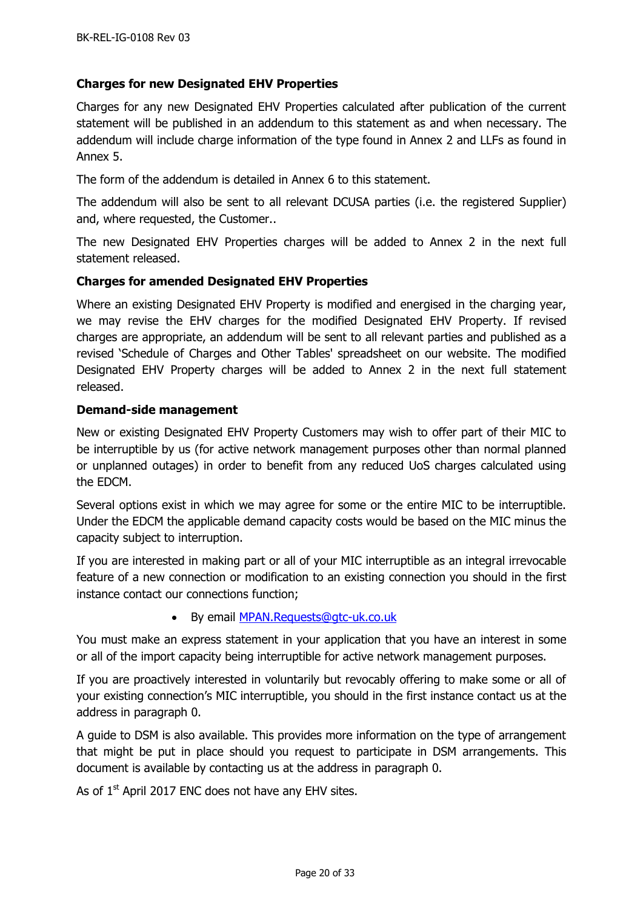### Charges for new Designated EHV Properties

Charges for any new Designated EHV Properties calculated after publication of the current statement will be published in an addendum to this statement as and when necessary. The addendum will include charge information of the type found in Annex 2 and LLFs as found in Annex 5.

The form of the addendum is detailed in Annex 6 to this statement.

The addendum will also be sent to all relevant DCUSA parties (i.e. the registered Supplier) and, where requested, the Customer..

The new Designated EHV Properties charges will be added to Annex 2 in the next full statement released.

### Charges for amended Designated EHV Properties

Where an existing Designated EHV Property is modified and energised in the charging year, we may revise the EHV charges for the modified Designated EHV Property. If revised charges are appropriate, an addendum will be sent to all relevant parties and published as a revised 'Schedule of Charges and Other Tables' spreadsheet on our website. The modified Designated EHV Property charges will be added to Annex 2 in the next full statement released.

### Demand-side management

New or existing Designated EHV Property Customers may wish to offer part of their MIC to be interruptible by us (for active network management purposes other than normal planned or unplanned outages) in order to benefit from any reduced UoS charges calculated using the EDCM.

Several options exist in which we may agree for some or the entire MIC to be interruptible. Under the EDCM the applicable demand capacity costs would be based on the MIC minus the capacity subject to interruption.

If you are interested in making part or all of your MIC interruptible as an integral irrevocable feature of a new connection or modification to an existing connection you should in the first instance contact our connections function;

- By email MPAN.Requests@gtc-uk.co.uk

You must make an express statement in your application that you have an interest in some or all of the import capacity being interruptible for active network management purposes.

If you are proactively interested in voluntarily but revocably offering to make some or all of your existing connection's MIC interruptible, you should in the first instance contact us at the address in paragraph 0.

A guide to DSM is also available. This provides more information on the type of arrangement that might be put in place should you request to participate in DSM arrangements. This document is available by contacting us at the address in paragraph 0.

As of 1st April 2017 ENC does not have any EHV sites.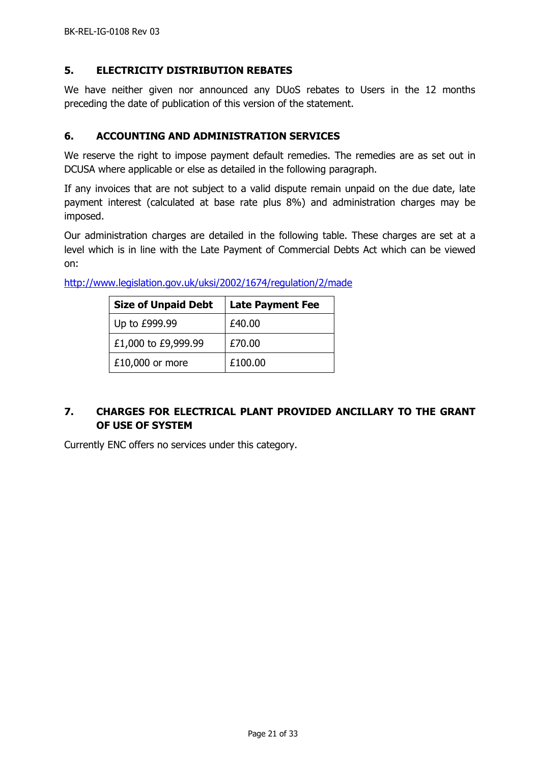## 5. ELECTRICITY DISTRIBUTION REBATES

We have neither given nor announced any DUoS rebates to Users in the 12 months preceding the date of publication of this version of the statement.

## 6. ACCOUNTING AND ADMINISTRATION SERVICES

We reserve the right to impose payment default remedies. The remedies are as set out in DCUSA where applicable or else as detailed in the following paragraph.

If any invoices that are not subject to a valid dispute remain unpaid on the due date, late payment interest (calculated at base rate plus 8%) and administration charges may be imposed.

Our administration charges are detailed in the following table. These charges are set at a level which is in line with the Late Payment of Commercial Debts Act which can be viewed on:

http://www.legislation.gov.uk/uksi/2002/1674/regulation/2/made

| Size of Unpaid Debt | Late Payment Fee |
| --- | --- |
| Up to £999.99 | £40.00 |
| £1,000 to £9,999.99 | £70.00 |
| £10,000 or more | £100.00 |

## 7. CHARGES FOR ELECTRICAL PLANT PROVIDED ANCILLARY TO THE GRANT OF USE OF SYSTEM

Currently ENC offers no services under this category.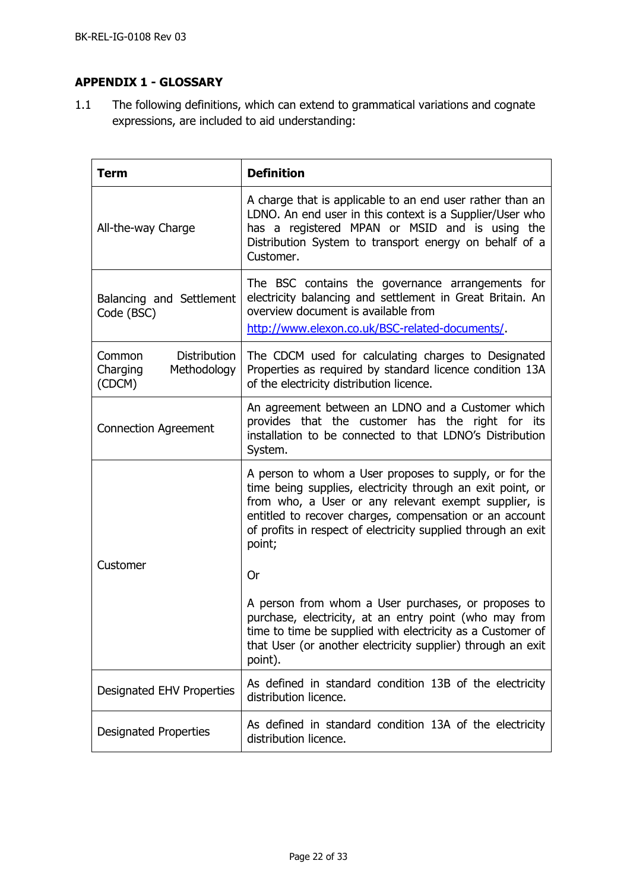## APPENDIX 1 - GLOSSARY

1.1 The following definitions, which can extend to grammatical variations and cognate expressions, are included to aid understanding:

| Term | Definition |
|---|---|
| All-the-way Charge | A charge that is applicable to an end user rather than an LDNO. An end user in this context is a Supplier/User who has a registered MPAN or MSID and is using the Distribution System to transport energy on behalf of a Customer. |
| Balancing and Settlement Code (BSC) | The BSC contains the governance arrangements for electricity balancing and settlement in Great Britain. An overview document is available from [http://www.elexon.co.uk/BSC-related-documents/](http://www.elexon.co.uk/BSC-related-documents/). |
| Common Distribution Charging Methodology (CDCM) | The CDCM used for calculating charges to Designated Properties as required by standard licence condition 13A of the electricity distribution licence. |
| Connection Agreement | An agreement between an LDNO and a Customer which provides that the customer has the right for its installation to be connected to that LDNO's Distribution System. |
| Customer | A person to whom a User proposes to supply, or for the time being supplies, electricity through an exit point, or from who, a User or any relevant exempt supplier, is entitled to recover charges, compensation or an account of profits in respect of electricity supplied through an exit point;<br><br>Or<br><br>A person from whom a User purchases, or proposes to purchase, electricity, at an entry point (who may from time to time be supplied with electricity as a Customer of that User (or another electricity supplier) through an exit point). |
| Designated EHV Properties | As defined in standard condition 13B of the electricity distribution licence. |
| Designated Properties | As defined in standard condition 13A of the electricity distribution licence. |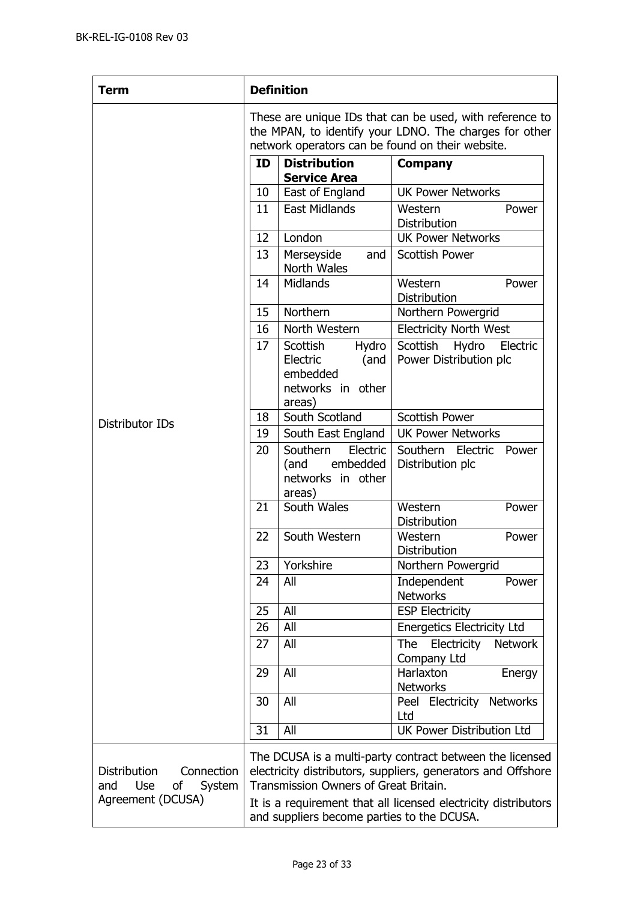| Term | Definition |
|---|---|
| Distributor IDs | These are unique IDs that can be used, with reference to the MPAN, to identify your LDNO. The charges for other network operators can be found on their website. |
| Distribution Connection and Use of System Agreement (DCUSA) | The DCUSA is a multi-party contract between the licensed electricity distributors, suppliers, generators and Offshore Transmission Owners of Great Britain. It is a requirement that all licensed electricity distributors and suppliers become parties to the DCUSA. |

Distributor IDs:

| ID | Distribution Service Area | Company |
|---|---|---|
| 10 | East of England | UK Power Networks |
| 11 | East Midlands | Western Power Distribution |
| 12 | London | UK Power Networks |
| 13 | Merseyside and North Wales | Scottish Power |
| 14 | Midlands | Western Power Distribution |
| 15 | Northern | Northern Powergrid |
| 16 | North Western | Electricity North West |
| 17 | Scottish Hydro Electric (and embedded networks in other areas) | Scottish Hydro Electric Power Distribution plc |
| 18 | South Scotland | Scottish Power |
| 19 | South East England | UK Power Networks |
| 20 | Southern Electric (and embedded networks in other areas) | Southern Electric Power Distribution plc |
| 21 | South Wales | Western Power Distribution |
| 22 | South Western | Western Power Distribution |
| 23 | Yorkshire | Northern Powergrid |
| 24 | All | Independent Power Networks |
| 25 | All | ESP Electricity |
| 26 | All | Energetics Electricity Ltd |
| 27 | All | The Electricity Network Company Ltd |
| 29 | All | Harlaxton Energy Networks |
| 30 | All | Peel Electricity Networks Ltd |
| 31 | All | UK Power Distribution Ltd |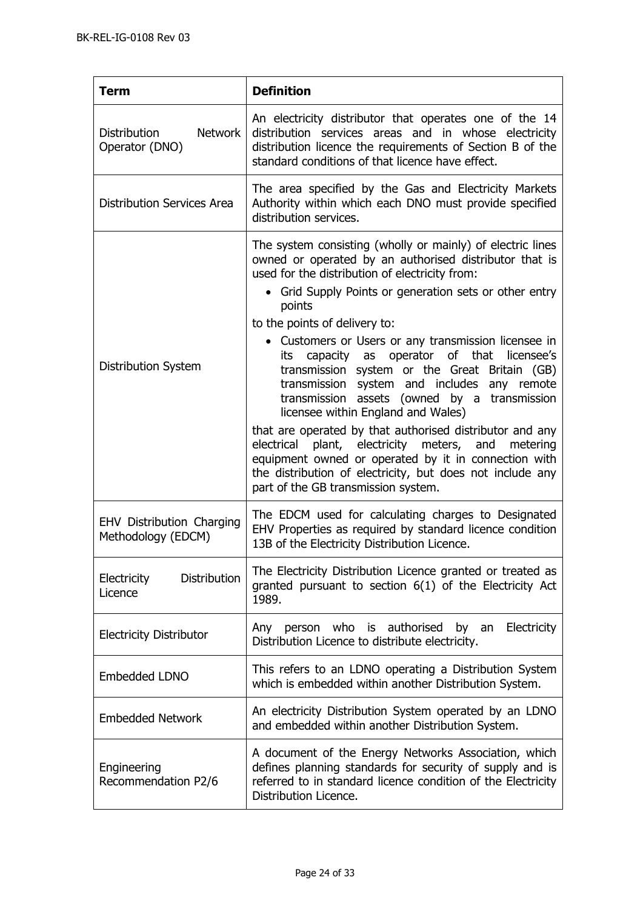| Term | Definition |
|---|---|
| Distribution Network Operator (DNO) | An electricity distributor that operates one of the 14 distribution services areas and in whose electricity distribution licence the requirements of Section B of the standard conditions of that licence have effect. |
| Distribution Services Area | The area specified by the Gas and Electricity Markets Authority within which each DNO must provide specified distribution services. |
| Distribution System | The system consisting (wholly or mainly) of electric lines owned or operated by an authorised distributor that is used for the distribution of electricity from: <br>• Grid Supply Points or generation sets or other entry points <br>to the points of delivery to: <br>• Customers or Users or any transmission licensee in its capacity as operator of that licensee's transmission system or the Great Britain (GB) transmission system and includes any remote transmission assets (owned by a transmission licensee within England and Wales) <br>that are operated by that authorised distributor and any electrical plant, electricity meters, and metering equipment owned or operated by it in connection with the distribution of electricity, but does not include any part of the GB transmission system. |
| EHV Distribution Charging Methodology (EDCM) | The EDCM used for calculating charges to Designated EHV Properties as required by standard licence condition 13B of the Electricity Distribution Licence. |
| Electricity Distribution Licence | The Electricity Distribution Licence granted or treated as granted pursuant to section 6(1) of the Electricity Act 1989. |
| Electricity Distributor | Any person who is authorised by an Electricity Distribution Licence to distribute electricity. |
| Embedded LDNO | This refers to an LDNO operating a Distribution System which is embedded within another Distribution System. |
| Embedded Network | An electricity Distribution System operated by an LDNO and embedded within another Distribution System. |
| Engineering Recommendation P2/6 | A document of the Energy Networks Association, which defines planning standards for security of supply and is referred to in standard licence condition of the Electricity Distribution Licence. |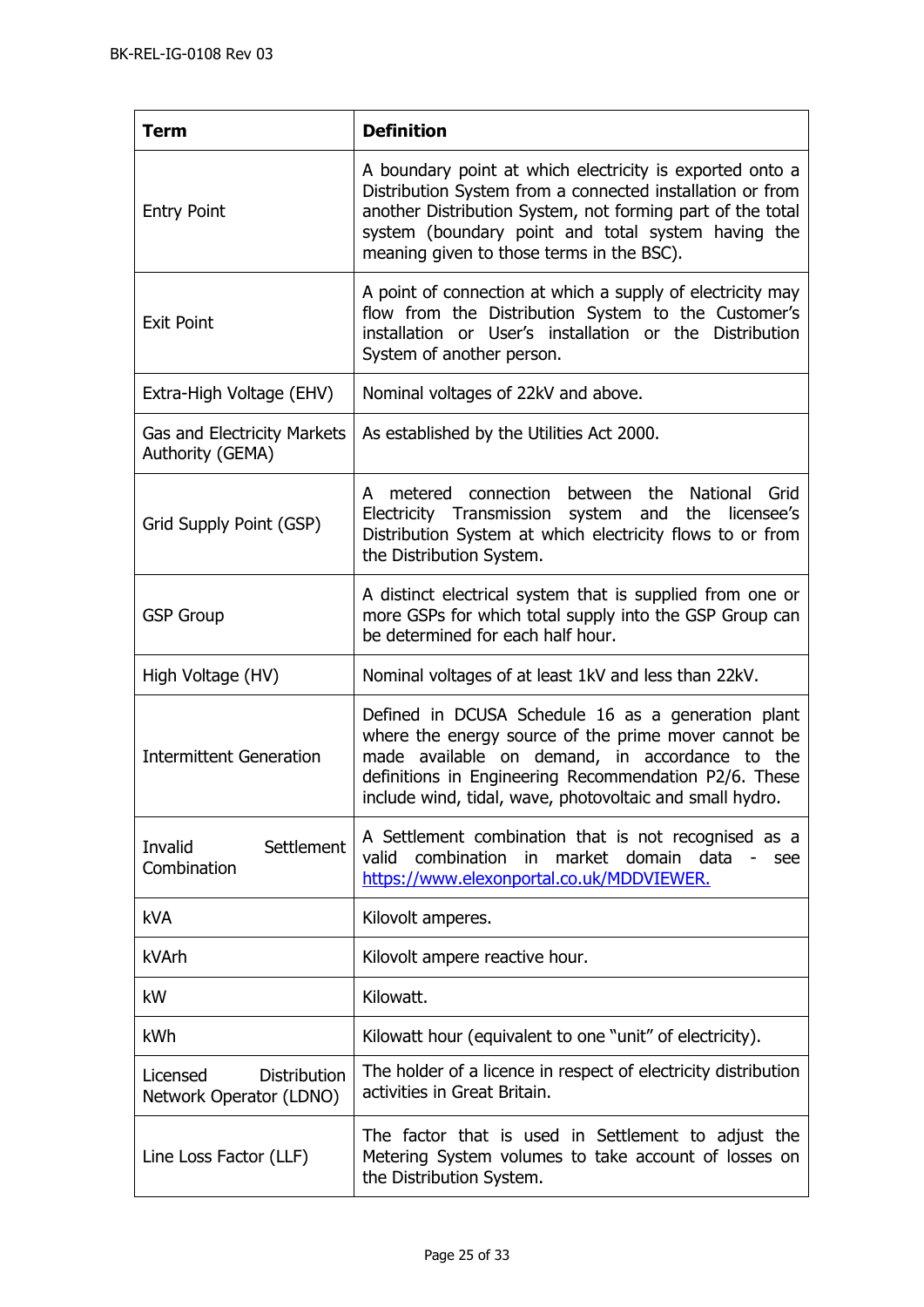| Term | Definition |
| --- | --- |
| Entry Point | A boundary point at which electricity is exported onto a Distribution System from a connected installation or from another Distribution System, not forming part of the total system (boundary point and total system having the meaning given to those terms in the BSC). |
| Exit Point | A point of connection at which a supply of electricity may flow from the Distribution System to the Customer's installation or User's installation or the Distribution System of another person. |
| Extra-High Voltage (EHV) | Nominal voltages of 22kV and above. |
| Gas and Electricity Markets Authority (GEMA) | As established by the Utilities Act 2000. |
| Grid Supply Point (GSP) | A metered connection between the National Grid Electricity Transmission system and the licensee's Distribution System at which electricity flows to or from the Distribution System. |
| GSP Group | A distinct electrical system that is supplied from one or more GSPs for which total supply into the GSP Group can be determined for each half hour. |
| High Voltage (HV) | Nominal voltages of at least 1kV and less than 22kV. |
| Intermittent Generation | Defined in DCUSA Schedule 16 as a generation plant where the energy source of the prime mover cannot be made available on demand, in accordance to the definitions in Engineering Recommendation P2/6. These include wind, tidal, wave, photovoltaic and small hydro. |
| Invalid Settlement Combination | A Settlement combination that is not recognised as a valid combination in market domain data - see https://www.elexonportal.co.uk/MDDVIEWER. |
| kVA | Kilovolt amperes. |
| kVArh | Kilovolt ampere reactive hour. |
| kW | Kilowatt. |
| kWh | Kilowatt hour (equivalent to one "unit" of electricity). |
| Licensed Distribution Network Operator (LDNO) | The holder of a licence in respect of electricity distribution activities in Great Britain. |
| Line Loss Factor (LLF) | The factor that is used in Settlement to adjust the Metering System volumes to take account of losses on the Distribution System. |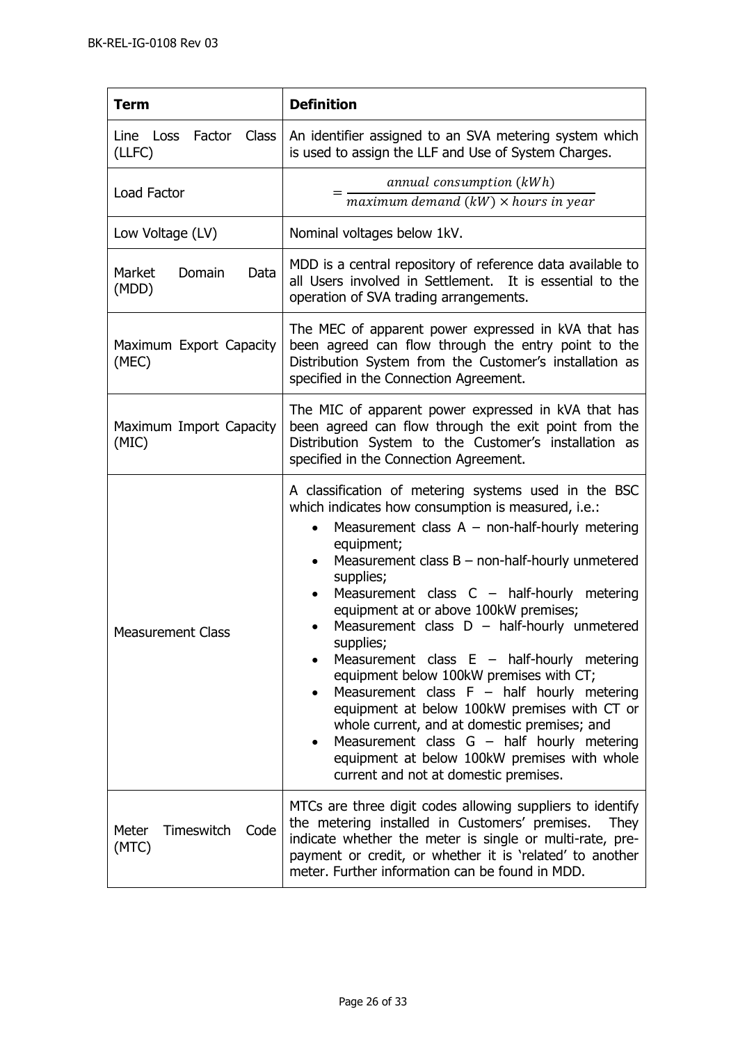| Term | Definition |
|---|---|
| Line Loss Factor Class (LLFC) | An identifier assigned to an SVA metering system which is used to assign the LLF and Use of System Charges. |
| Load Factor | $= \frac{annual\ consumption\ (kWh)}{maximum\ demand\ (kW) \times hours\ in\ year}$ |
| Low Voltage (LV) | Nominal voltages below 1kV. |
| Market Domain Data (MDD) | MDD is a central repository of reference data available to all Users involved in Settlement. It is essential to the operation of SVA trading arrangements. |
| Maximum Export Capacity (MEC) | The MEC of apparent power expressed in kVA that has been agreed can flow through the entry point to the Distribution System from the Customer's installation as specified in the Connection Agreement. |
| Maximum Import Capacity (MIC) | The MIC of apparent power expressed in kVA that has been agreed can flow through the exit point from the Distribution System to the Customer's installation as specified in the Connection Agreement. |
| Measurement Class | A classification of metering systems used in the BSC which indicates how consumption is measured, i.e.:<br>• Measurement class A – non-half-hourly metering equipment;<br>• Measurement class B – non-half-hourly unmetered supplies;<br>• Measurement class C – half-hourly metering equipment at or above 100kW premises;<br>• Measurement class D – half-hourly unmetered supplies;<br>• Measurement class E – half-hourly metering equipment below 100kW premises with CT;<br>• Measurement class F – half hourly metering equipment at below 100kW premises with CT or whole current, and at domestic premises; and<br>• Measurement class G – half hourly metering equipment at below 100kW premises with whole current and not at domestic premises. |
| Meter Timeswitch Code (MTC) | MTCs are three digit codes allowing suppliers to identify the metering installed in Customers' premises. They indicate whether the meter is single or multi-rate, pre-payment or credit, or whether it is 'related' to another meter. Further information can be found in MDD. |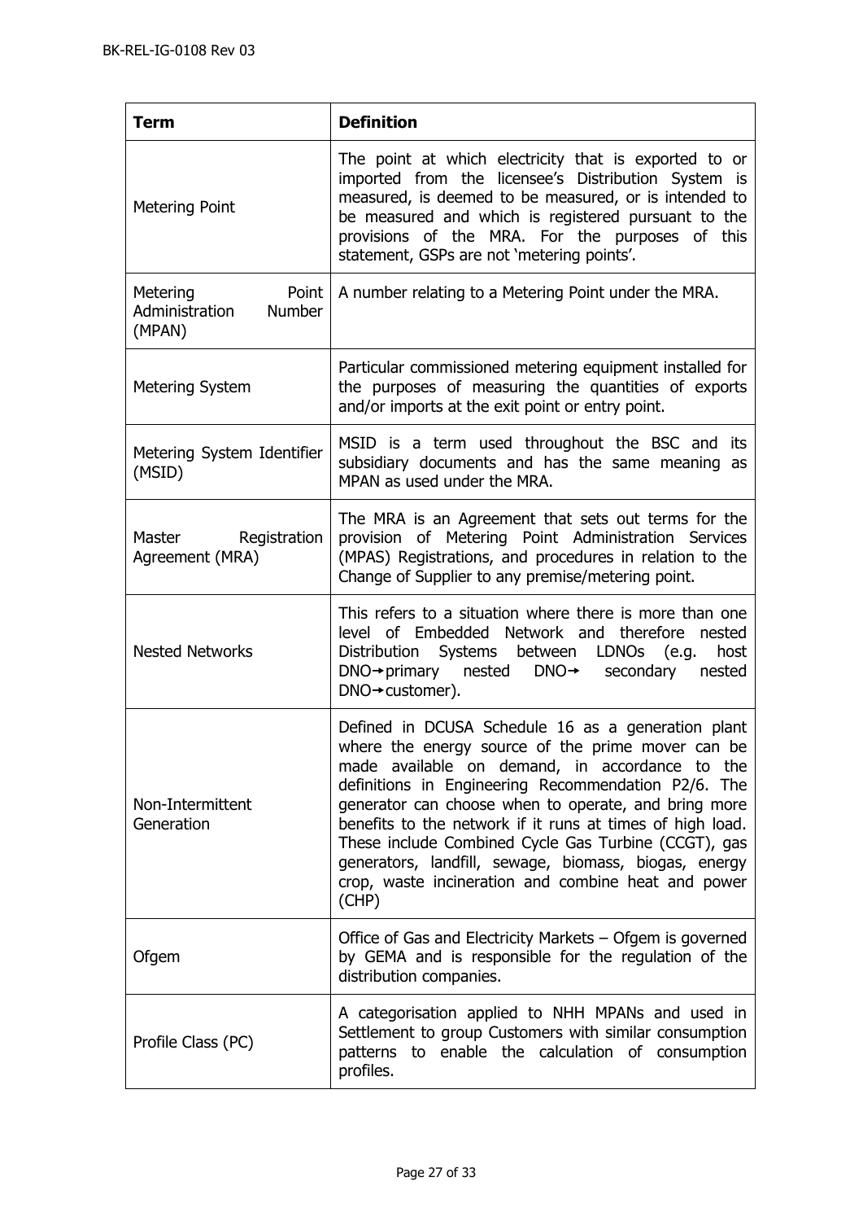| Term | Definition |
|---|---|
| Metering Point | The point at which electricity that is exported to or imported from the licensee's Distribution System is measured, is deemed to be measured, or is intended to be measured and which is registered pursuant to the provisions of the MRA. For the purposes of this statement, GSPs are not 'metering points'. |
| Metering Point Administration Number (MPAN) | A number relating to a Metering Point under the MRA. |
| Metering System | Particular commissioned metering equipment installed for the purposes of measuring the quantities of exports and/or imports at the exit point or entry point. |
| Metering System Identifier (MSID) | MSID is a term used throughout the BSC and its subsidiary documents and has the same meaning as MPAN as used under the MRA. |
| Master Registration Agreement (MRA) | The MRA is an Agreement that sets out terms for the provision of Metering Point Administration Services (MPAS) Registrations, and procedures in relation to the Change of Supplier to any premise/metering point. |
| Nested Networks | This refers to a situation where there is more than one level of Embedded Network and therefore nested Distribution Systems between LDNOs (e.g. host DNO→primary nested DNO→ secondary nested DNO→customer). |
| Non-Intermittent Generation | Defined in DCUSA Schedule 16 as a generation plant where the energy source of the prime mover can be made available on demand, in accordance to the definitions in Engineering Recommendation P2/6. The generator can choose when to operate, and bring more benefits to the network if it runs at times of high load. These include Combined Cycle Gas Turbine (CCGT), gas generators, landfill, sewage, biomass, biogas, energy crop, waste incineration and combine heat and power (CHP) |
| Ofgem | Office of Gas and Electricity Markets – Ofgem is governed by GEMA and is responsible for the regulation of the distribution companies. |
| Profile Class (PC) | A categorisation applied to NHH MPANs and used in Settlement to group Customers with similar consumption patterns to enable the calculation of consumption profiles. |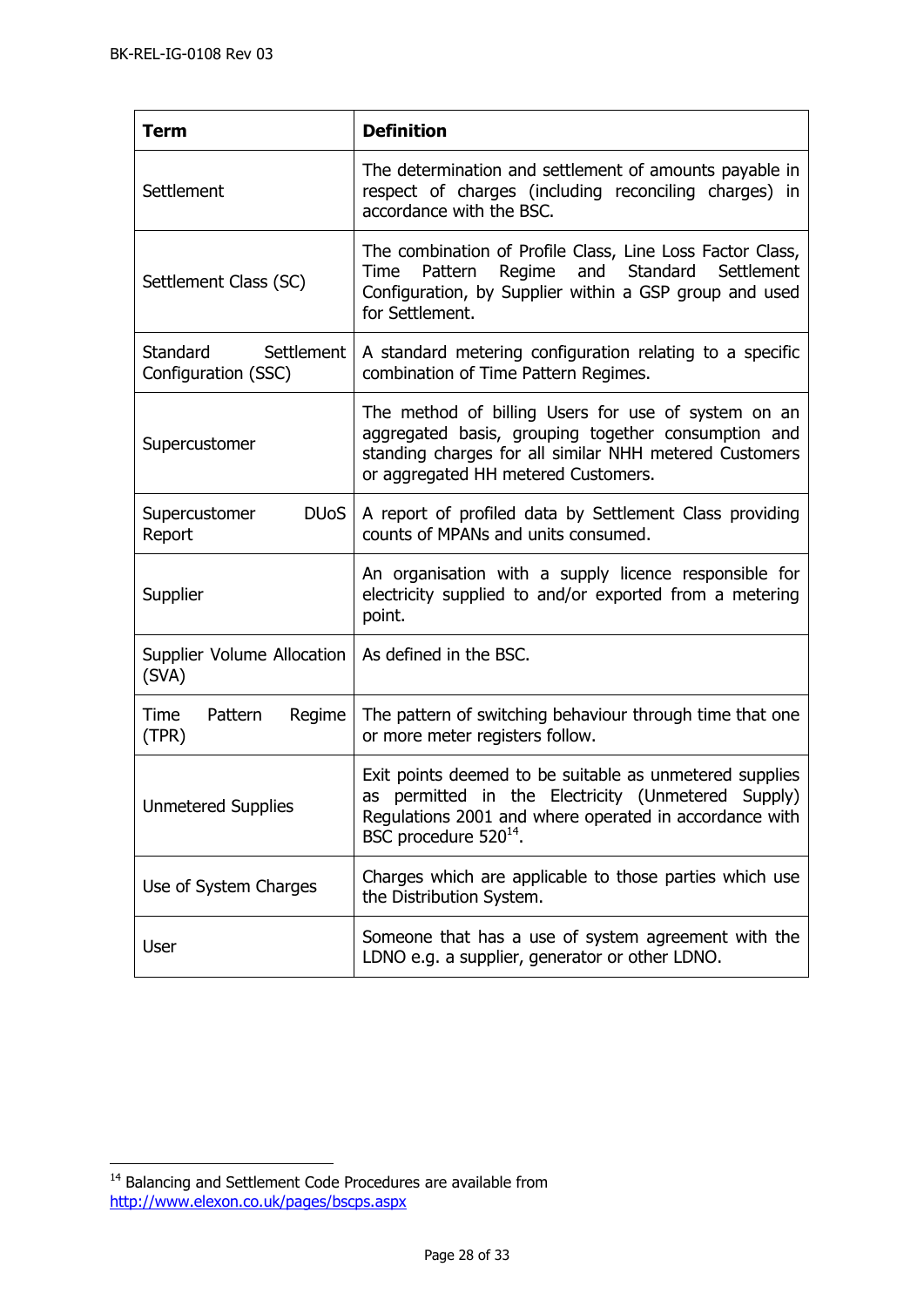| Term | Definition |
|---|---|
| Settlement | The determination and settlement of amounts payable in respect of charges (including reconciling charges) in accordance with the BSC. |
| Settlement Class (SC) | The combination of Profile Class, Line Loss Factor Class, Time Pattern Regime and Standard Settlement Configuration, by Supplier within a GSP group and used for Settlement. |
| Standard Settlement Configuration (SSC) | A standard metering configuration relating to a specific combination of Time Pattern Regimes. |
| Supercustomer | The method of billing Users for use of system on an aggregated basis, grouping together consumption and standing charges for all similar NHH metered Customers or aggregated HH metered Customers. |
| Supercustomer DUoS Report | A report of profiled data by Settlement Class providing counts of MPANs and units consumed. |
| Supplier | An organisation with a supply licence responsible for electricity supplied to and/or exported from a metering point. |
| Supplier Volume Allocation (SVA) | As defined in the BSC. |
| Time Pattern Regime (TPR) | The pattern of switching behaviour through time that one or more meter registers follow. |
| Unmetered Supplies | Exit points deemed to be suitable as unmetered supplies as permitted in the Electricity (Unmetered Supply) Regulations 2001 and where operated in accordance with BSC procedure 520[14]. |
| Use of System Charges | Charges which are applicable to those parties which use the Distribution System. |
| User | Someone that has a use of system agreement with the LDNO e.g. a supplier, generator or other LDNO. |

[14] Balancing and Settlement Code Procedures are available from http://www.elexon.co.uk/pages/bscps.aspx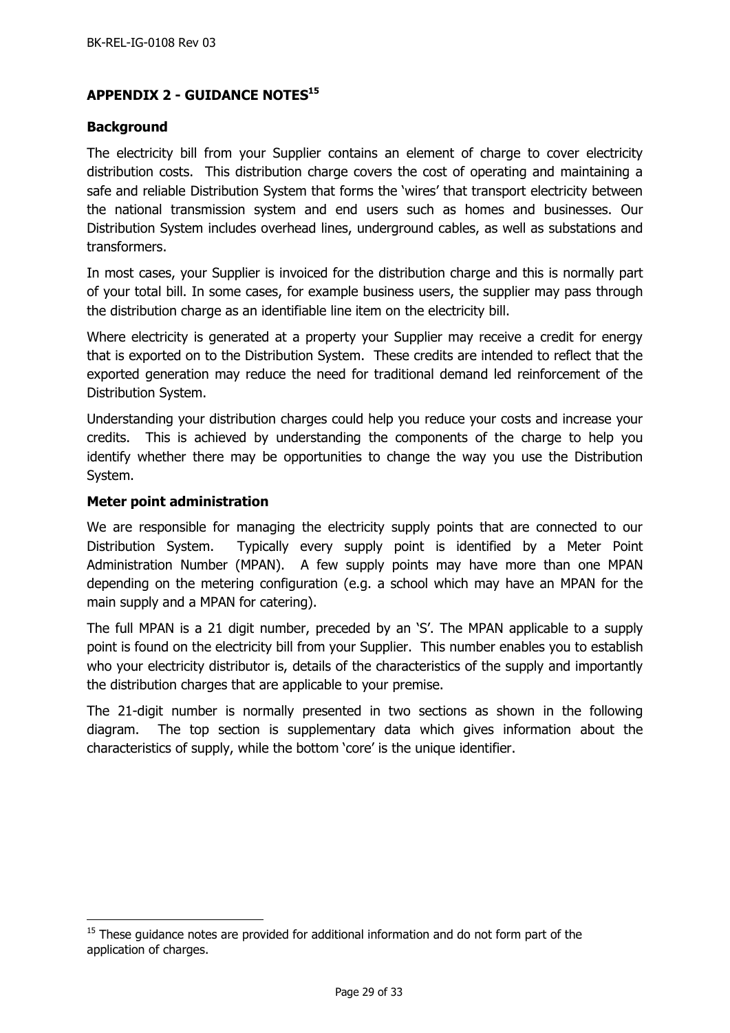## APPENDIX 2 - GUIDANCE NOTES[15]

### Background

The electricity bill from your Supplier contains an element of charge to cover electricity distribution costs. This distribution charge covers the cost of operating and maintaining a safe and reliable Distribution System that forms the 'wires' that transport electricity between the national transmission system and end users such as homes and businesses. Our Distribution System includes overhead lines, underground cables, as well as substations and transformers.

In most cases, your Supplier is invoiced for the distribution charge and this is normally part of your total bill. In some cases, for example business users, the supplier may pass through the distribution charge as an identifiable line item on the electricity bill.

Where electricity is generated at a property your Supplier may receive a credit for energy that is exported on to the Distribution System. These credits are intended to reflect that the exported generation may reduce the need for traditional demand led reinforcement of the Distribution System.

Understanding your distribution charges could help you reduce your costs and increase your credits. This is achieved by understanding the components of the charge to help you identify whether there may be opportunities to change the way you use the Distribution System.

### Meter point administration

We are responsible for managing the electricity supply points that are connected to our Distribution System. Typically every supply point is identified by a Meter Point Administration Number (MPAN). A few supply points may have more than one MPAN depending on the metering configuration (e.g. a school which may have an MPAN for the main supply and a MPAN for catering).

The full MPAN is a 21 digit number, preceded by an 'S'. The MPAN applicable to a supply point is found on the electricity bill from your Supplier. This number enables you to establish who your electricity distributor is, details of the characteristics of the supply and importantly the distribution charges that are applicable to your premise.

The 21-digit number is normally presented in two sections as shown in the following diagram. The top section is supplementary data which gives information about the characteristics of supply, while the bottom 'core' is the unique identifier.

[15] These guidance notes are provided for additional information and do not form part of the application of charges.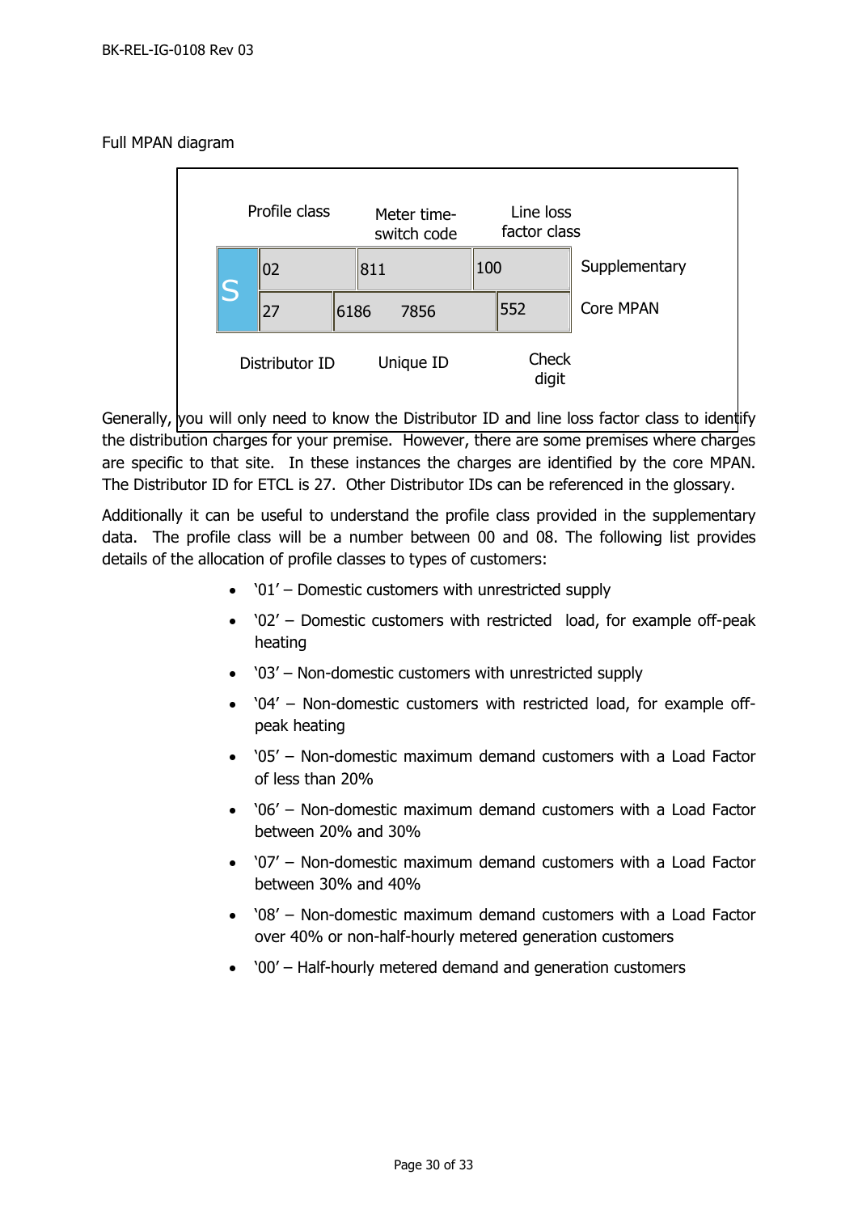Full MPAN diagram

| | Profile class | Meter time-switch code | Line loss factor class | |
|---|---|---|---|---|
| S | 02 | 811 | 100 | Supplementary |
| | 27 | 6186 7856 | 552 | Core MPAN |
| | Distributor ID | Unique ID | Check digit | |

Generally, you will only need to know the Distributor ID and line loss factor class to identify the distribution charges for your premise. However, there are some premises where charges are specific to that site. In these instances the charges are identified by the core MPAN. The Distributor ID for ETCL is 27. Other Distributor IDs can be referenced in the glossary.

Additionally it can be useful to understand the profile class provided in the supplementary data. The profile class will be a number between 00 and 08. The following list provides details of the allocation of profile classes to types of customers:

- '01' – Domestic customers with unrestricted supply
- '02' – Domestic customers with restricted load, for example off-peak heating
- '03' – Non-domestic customers with unrestricted supply
- '04' – Non-domestic customers with restricted load, for example off-peak heating
- '05' – Non-domestic maximum demand customers with a Load Factor of less than 20%
- '06' – Non-domestic maximum demand customers with a Load Factor between 20% and 30%
- '07' – Non-domestic maximum demand customers with a Load Factor between 30% and 40%
- '08' – Non-domestic maximum demand customers with a Load Factor over 40% or non-half-hourly metered generation customers
- '00' – Half-hourly metered demand and generation customers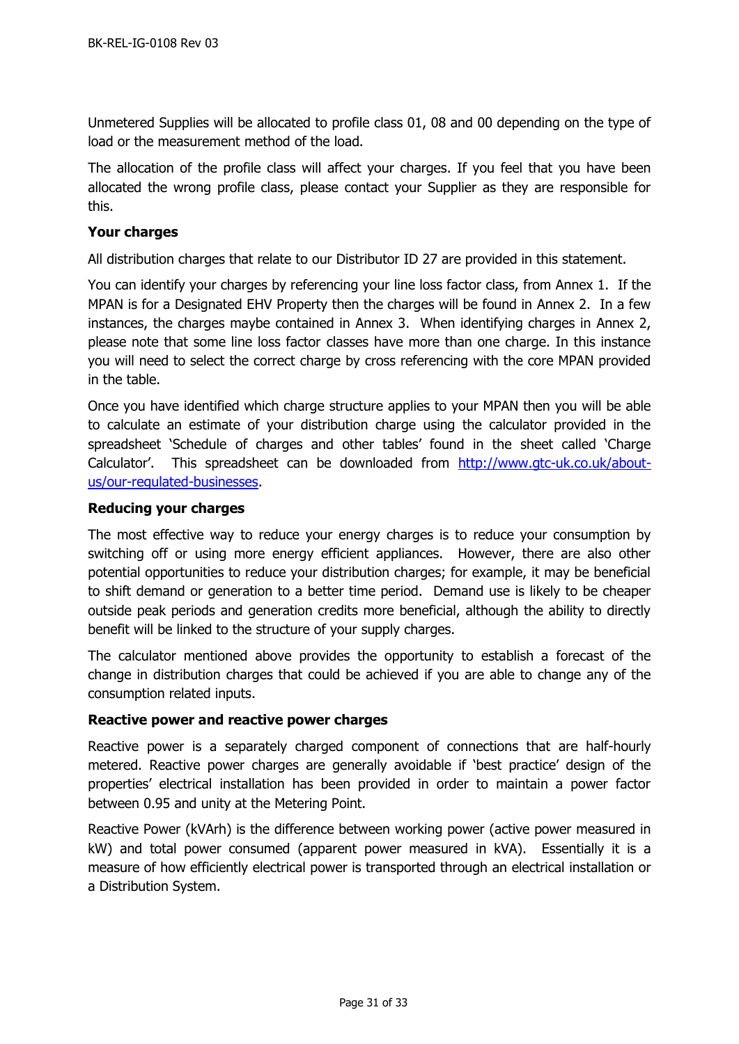Unmetered Supplies will be allocated to profile class 01, 08 and 00 depending on the type of load or the measurement method of the load.

The allocation of the profile class will affect your charges. If you feel that you have been allocated the wrong profile class, please contact your Supplier as they are responsible for this.

**Your charges**

All distribution charges that relate to our Distributor ID 27 are provided in this statement.

You can identify your charges by referencing your line loss factor class, from Annex 1. If the MPAN is for a Designated EHV Property then the charges will be found in Annex 2. In a few instances, the charges maybe contained in Annex 3. When identifying charges in Annex 2, please note that some line loss factor classes have more than one charge. In this instance you will need to select the correct charge by cross referencing with the core MPAN provided in the table.

Once you have identified which charge structure applies to your MPAN then you will be able to calculate an estimate of your distribution charge using the calculator provided in the spreadsheet 'Schedule of charges and other tables' found in the sheet called 'Charge Calculator'. This spreadsheet can be downloaded from [http://www.gtc-uk.co.uk/about-us/our-regulated-businesses](http://www.gtc-uk.co.uk/about-us/our-regulated-businesses).

**Reducing your charges**

The most effective way to reduce your energy charges is to reduce your consumption by switching off or using more energy efficient appliances. However, there are also other potential opportunities to reduce your distribution charges; for example, it may be beneficial to shift demand or generation to a better time period. Demand use is likely to be cheaper outside peak periods and generation credits more beneficial, although the ability to directly benefit will be linked to the structure of your supply charges.

The calculator mentioned above provides the opportunity to establish a forecast of the change in distribution charges that could be achieved if you are able to change any of the consumption related inputs.

**Reactive power and reactive power charges**

Reactive power is a separately charged component of connections that are half-hourly metered. Reactive power charges are generally avoidable if 'best practice' design of the properties' electrical installation has been provided in order to maintain a power factor between 0.95 and unity at the Metering Point.

Reactive Power (kVArh) is the difference between working power (active power measured in kW) and total power consumed (apparent power measured in kVA). Essentially it is a measure of how efficiently electrical power is transported through an electrical installation or a Distribution System.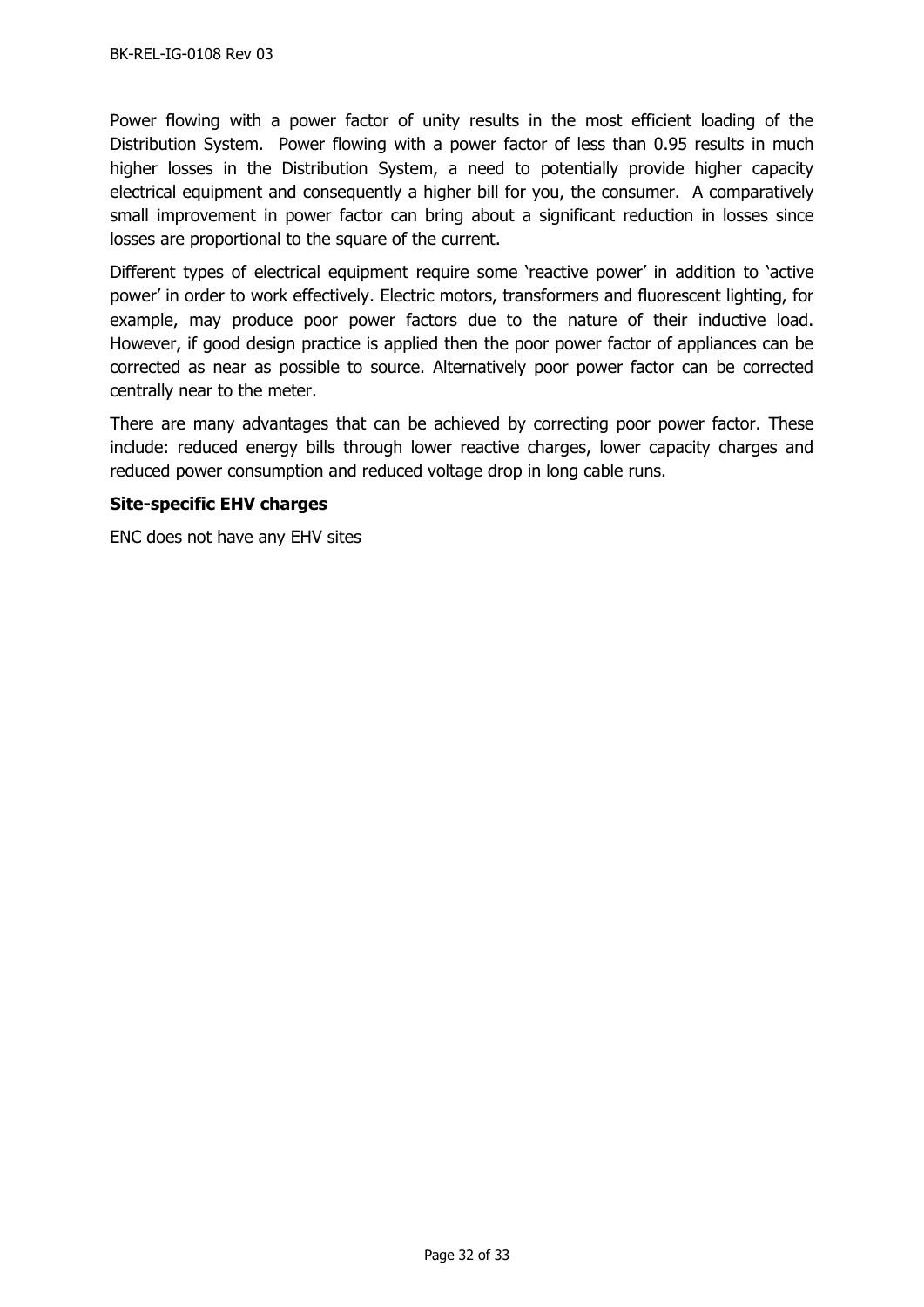Power flowing with a power factor of unity results in the most efficient loading of the Distribution System. Power flowing with a power factor of less than 0.95 results in much higher losses in the Distribution System, a need to potentially provide higher capacity electrical equipment and consequently a higher bill for you, the consumer. A comparatively small improvement in power factor can bring about a significant reduction in losses since losses are proportional to the square of the current.

Different types of electrical equipment require some 'reactive power' in addition to 'active power' in order to work effectively. Electric motors, transformers and fluorescent lighting, for example, may produce poor power factors due to the nature of their inductive load. However, if good design practice is applied then the poor power factor of appliances can be corrected as near as possible to source. Alternatively poor power factor can be corrected centrally near to the meter.

There are many advantages that can be achieved by correcting poor power factor. These include: reduced energy bills through lower reactive charges, lower capacity charges and reduced power consumption and reduced voltage drop in long cable runs.

**Site-specific EHV charges**

ENC does not have any EHV sites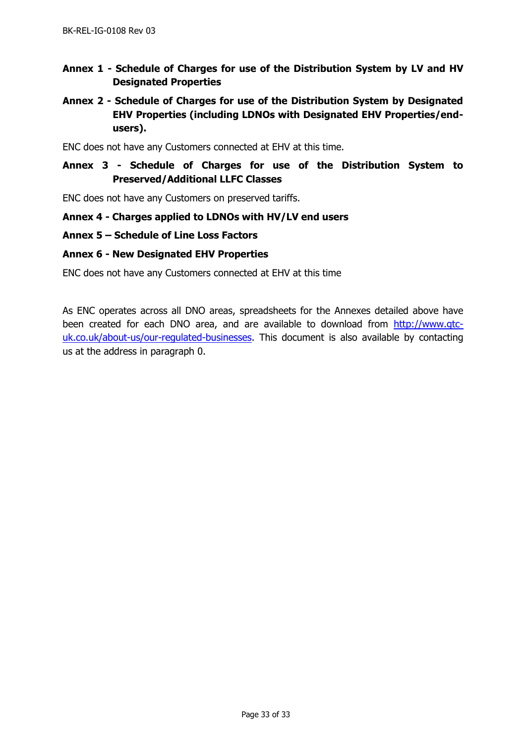**Annex 1 - Schedule of Charges for use of the Distribution System by LV and HV Designated Properties**

**Annex 2 - Schedule of Charges for use of the Distribution System by Designated EHV Properties (including LDNOs with Designated EHV Properties/end-users).**

ENC does not have any Customers connected at EHV at this time.

**Annex 3 - Schedule of Charges for use of the Distribution System to Preserved/Additional LLFC Classes**

ENC does not have any Customers on preserved tariffs.

**Annex 4 - Charges applied to LDNOs with HV/LV end users**

**Annex 5 – Schedule of Line Loss Factors**

**Annex 6 - New Designated EHV Properties**

ENC does not have any Customers connected at EHV at this time

As ENC operates across all DNO areas, spreadsheets for the Annexes detailed above have been created for each DNO area, and are available to download from http://www.gtc-uk.co.uk/about-us/our-regulated-businesses. This document is also available by contacting us at the address in paragraph 0.